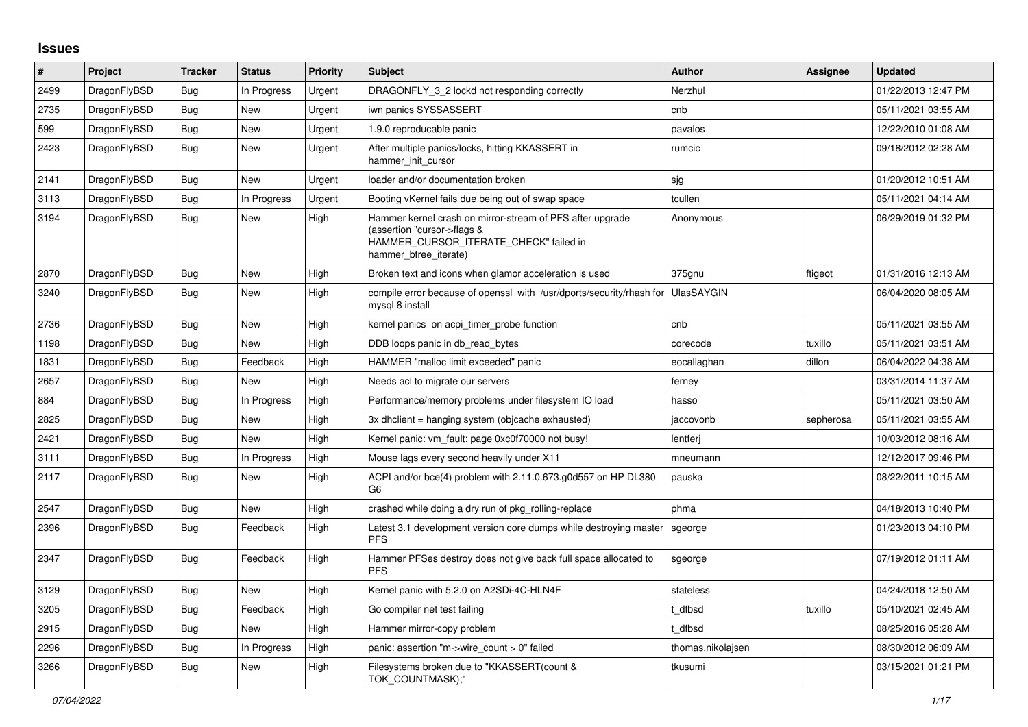# Issues

| # | Project | Tracker | Status | Priority | Subject | Author | Assignee | Updated |
|---|---|---|---|---|---|---|---|---|
| 2499 | DragonFlyBSD | Bug | In Progress | Urgent | DRAGONFLY_3_2 lockd not responding correctly | Nerzhul | | 01/22/2013 12:47 PM |
| 2735 | DragonFlyBSD | Bug | New | Urgent | iwn panics SYSSASSERT | cnb | | 05/11/2021 03:55 AM |
| 599 | DragonFlyBSD | Bug | New | Urgent | 1.9.0 reproducable panic | pavalos | | 12/22/2010 01:08 AM |
| 2423 | DragonFlyBSD | Bug | New | Urgent | After multiple panics/locks, hitting KKASSERT in hammer_init_cursor | rumcic | | 09/18/2012 02:28 AM |
| 2141 | DragonFlyBSD | Bug | New | Urgent | loader and/or documentation broken | sjg | | 01/20/2012 10:51 AM |
| 3113 | DragonFlyBSD | Bug | In Progress | Urgent | Booting vKernel fails due being out of swap space | tcullen | | 05/11/2021 04:14 AM |
| 3194 | DragonFlyBSD | Bug | New | High | Hammer kernel crash on mirror-stream of PFS after upgrade (assertion "cursor->flags & HAMMER_CURSOR_ITERATE_CHECK" failed in hammer_btree_iterate) | Anonymous | | 06/29/2019 01:32 PM |
| 2870 | DragonFlyBSD | Bug | New | High | Broken text and icons when glamor acceleration is used | 375gnu | ftigeot | 01/31/2016 12:13 AM |
| 3240 | DragonFlyBSD | Bug | New | High | compile error because of openssl with /usr/dports/security/rhash for mysql 8 install | UlasSAYGIN | | 06/04/2020 08:05 AM |
| 2736 | DragonFlyBSD | Bug | New | High | kernel panics on acpi_timer_probe function | cnb | | 05/11/2021 03:55 AM |
| 1198 | DragonFlyBSD | Bug | New | High | DDB loops panic in db_read_bytes | corecode | tuxillo | 05/11/2021 03:51 AM |
| 1831 | DragonFlyBSD | Bug | Feedback | High | HAMMER "malloc limit exceeded" panic | eocallaghan | dillon | 06/04/2022 04:38 AM |
| 2657 | DragonFlyBSD | Bug | New | High | Needs acl to migrate our servers | ferney | | 03/31/2014 11:37 AM |
| 884 | DragonFlyBSD | Bug | In Progress | High | Performance/memory problems under filesystem IO load | hasso | | 05/11/2021 03:50 AM |
| 2825 | DragonFlyBSD | Bug | New | High | 3x dhclient = hanging system (objcache exhausted) | jaccovonb | sepherosa | 05/11/2021 03:55 AM |
| 2421 | DragonFlyBSD | Bug | New | High | Kernel panic: vm_fault: page 0xc0f70000 not busy! | lentferj | | 10/03/2012 08:16 AM |
| 3111 | DragonFlyBSD | Bug | In Progress | High | Mouse lags every second heavily under X11 | mneumann | | 12/12/2017 09:46 PM |
| 2117 | DragonFlyBSD | Bug | New | High | ACPI and/or bce(4) problem with 2.11.0.673.g0d557 on HP DL380 G6 | pauska | | 08/22/2011 10:15 AM |
| 2547 | DragonFlyBSD | Bug | New | High | crashed while doing a dry run of pkg_rolling-replace | phma | | 04/18/2013 10:40 PM |
| 2396 | DragonFlyBSD | Bug | Feedback | High | Latest 3.1 development version core dumps while destroying master PFS | sgeorge | | 01/23/2013 04:10 PM |
| 2347 | DragonFlyBSD | Bug | Feedback | High | Hammer PFSes destroy does not give back full space allocated to PFS | sgeorge | | 07/19/2012 01:11 AM |
| 3129 | DragonFlyBSD | Bug | New | High | Kernel panic with 5.2.0 on A2SDi-4C-HLN4F | stateless | | 04/24/2018 12:50 AM |
| 3205 | DragonFlyBSD | Bug | Feedback | High | Go compiler net test failing | t_dfbsd | tuxillo | 05/10/2021 02:45 AM |
| 2915 | DragonFlyBSD | Bug | New | High | Hammer mirror-copy problem | t_dfbsd | | 08/25/2016 05:28 AM |
| 2296 | DragonFlyBSD | Bug | In Progress | High | panic: assertion "m->wire_count > 0" failed | thomas.nikolajsen | | 08/30/2012 06:09 AM |
| 3266 | DragonFlyBSD | Bug | New | High | Filesystems broken due to "KKASSERT(count & TOK_COUNTMASK);" | tkusumi | | 03/15/2021 01:21 PM |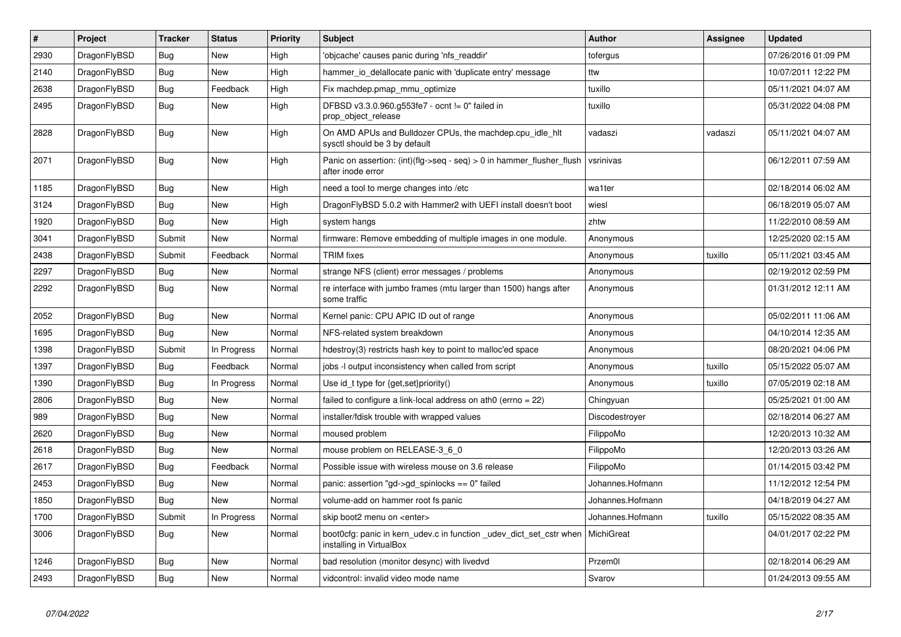| # | Project | Tracker | Status | Priority | Subject | Author | Assignee | Updated |
|---|---|---|---|---|---|---|---|---|
| 2930 | DragonFlyBSD | Bug | New | High | 'objcache' causes panic during 'nfs_readdir' | tofergus | | 07/26/2016 01:09 PM |
| 2140 | DragonFlyBSD | Bug | New | High | hammer_io_delallocate panic with 'duplicate entry' message | ttw | | 10/07/2011 12:22 PM |
| 2638 | DragonFlyBSD | Bug | Feedback | High | Fix machdep.pmap_mmu_optimize | tuxillo | | 05/11/2021 04:07 AM |
| 2495 | DragonFlyBSD | Bug | New | High | DFBSD v3.3.0.960.g553fe7 - ocnt != 0" failed in prop_object_release | tuxillo | | 05/31/2022 04:08 PM |
| 2828 | DragonFlyBSD | Bug | New | High | On AMD APUs and Bulldozer CPUs, the machdep.cpu_idle_hlt sysctl should be 3 by default | vadaszi | vadaszi | 05/11/2021 04:07 AM |
| 2071 | DragonFlyBSD | Bug | New | High | Panic on assertion: (int)(flg->seq - seq) > 0 in hammer_flusher_flush after inode error | vsrinivas | | 06/12/2011 07:59 AM |
| 1185 | DragonFlyBSD | Bug | New | High | need a tool to merge changes into /etc | wa1ter | | 02/18/2014 06:02 AM |
| 3124 | DragonFlyBSD | Bug | New | High | DragonFlyBSD 5.0.2 with Hammer2 with UEFI install doesn't boot | wiesl | | 06/18/2019 05:07 AM |
| 1920 | DragonFlyBSD | Bug | New | High | system hangs | zhtw | | 11/22/2010 08:59 AM |
| 3041 | DragonFlyBSD | Submit | New | Normal | firmware: Remove embedding of multiple images in one module. | Anonymous | | 12/25/2020 02:15 AM |
| 2438 | DragonFlyBSD | Submit | Feedback | Normal | TRIM fixes | Anonymous | tuxillo | 05/11/2021 03:45 AM |
| 2297 | DragonFlyBSD | Bug | New | Normal | strange NFS (client) error messages / problems | Anonymous | | 02/19/2012 02:59 PM |
| 2292 | DragonFlyBSD | Bug | New | Normal | re interface with jumbo frames (mtu larger than 1500) hangs after some traffic | Anonymous | | 01/31/2012 12:11 AM |
| 2052 | DragonFlyBSD | Bug | New | Normal | Kernel panic: CPU APIC ID out of range | Anonymous | | 05/02/2011 11:06 AM |
| 1695 | DragonFlyBSD | Bug | New | Normal | NFS-related system breakdown | Anonymous | | 04/10/2014 12:35 AM |
| 1398 | DragonFlyBSD | Submit | In Progress | Normal | hdestroy(3) restricts hash key to point to malloc'ed space | Anonymous | | 08/20/2021 04:06 PM |
| 1397 | DragonFlyBSD | Bug | Feedback | Normal | jobs -l output inconsistency when called from script | Anonymous | tuxillo | 05/15/2022 05:07 AM |
| 1390 | DragonFlyBSD | Bug | In Progress | Normal | Use id_t type for {get,set}priority() | Anonymous | tuxillo | 07/05/2019 02:18 AM |
| 2806 | DragonFlyBSD | Bug | New | Normal | failed to configure a link-local address on ath0 (errno = 22) | Chingyuan | | 05/25/2021 01:00 AM |
| 989 | DragonFlyBSD | Bug | New | Normal | installer/fdisk trouble with wrapped values | Discodestroyer | | 02/18/2014 06:27 AM |
| 2620 | DragonFlyBSD | Bug | New | Normal | moused problem | FilippoMo | | 12/20/2013 10:32 AM |
| 2618 | DragonFlyBSD | Bug | New | Normal | mouse problem on RELEASE-3_6_0 | FilippoMo | | 12/20/2013 03:26 AM |
| 2617 | DragonFlyBSD | Bug | Feedback | Normal | Possible issue with wireless mouse on 3.6 release | FilippoMo | | 01/14/2015 03:42 PM |
| 2453 | DragonFlyBSD | Bug | New | Normal | panic: assertion "gd->gd_spinlocks == 0" failed | Johannes.Hofmann | | 11/12/2012 12:54 PM |
| 1850 | DragonFlyBSD | Bug | New | Normal | volume-add on hammer root fs panic | Johannes.Hofmann | | 04/18/2019 04:27 AM |
| 1700 | DragonFlyBSD | Submit | In Progress | Normal | skip boot2 menu on <enter> | Johannes.Hofmann | tuxillo | 05/15/2022 08:35 AM |
| 3006 | DragonFlyBSD | Bug | New | Normal | boot0cfg: panic in kern_udev.c in function _udev_dict_set_cstr when installing in VirtualBox | MichiGreat | | 04/01/2017 02:22 PM |
| 1246 | DragonFlyBSD | Bug | New | Normal | bad resolution (monitor desync) with livedvd | Przem0l | | 02/18/2014 06:29 AM |
| 2493 | DragonFlyBSD | Bug | New | Normal | vidcontrol: invalid video mode name | Svarov | | 01/24/2013 09:55 AM |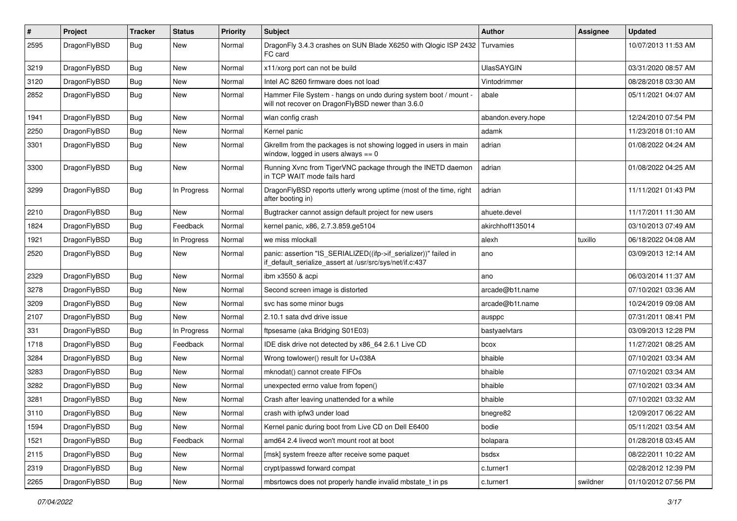| # | Project | Tracker | Status | Priority | Subject | Author | Assignee | Updated |
|---|---|---|---|---|---|---|---|---|
| 2595 | DragonFlyBSD | Bug | New | Normal | DragonFly 3.4.3 crashes on SUN Blade X6250 with Qlogic ISP 2432 FC card | Turvamies | | 10/07/2013 11:53 AM |
| 3219 | DragonFlyBSD | Bug | New | Normal | x11/xorg port can not be build | UlasSAYGIN | | 03/31/2020 08:57 AM |
| 3120 | DragonFlyBSD | Bug | New | Normal | Intel AC 8260 firmware does not load | Vintodrimmer | | 08/28/2018 03:30 AM |
| 2852 | DragonFlyBSD | Bug | New | Normal | Hammer File System - hangs on undo during system boot / mount - will not recover on DragonFlyBSD newer than 3.6.0 | abale | | 05/11/2021 04:07 AM |
| 1941 | DragonFlyBSD | Bug | New | Normal | wlan config crash | abandon.every.hope | | 12/24/2010 07:54 PM |
| 2250 | DragonFlyBSD | Bug | New | Normal | Kernel panic | adamk | | 11/23/2018 01:10 AM |
| 3301 | DragonFlyBSD | Bug | New | Normal | Gkrellm from the packages is not showing logged in users in main window, logged in users always == 0 | adrian | | 01/08/2022 04:24 AM |
| 3300 | DragonFlyBSD | Bug | New | Normal | Running Xvnc from TigerVNC package through the INETD daemon in TCP WAIT mode fails hard | adrian | | 01/08/2022 04:25 AM |
| 3299 | DragonFlyBSD | Bug | In Progress | Normal | DragonFlyBSD reports utterly wrong uptime (most of the time, right after booting in) | adrian | | 11/11/2021 01:43 PM |
| 2210 | DragonFlyBSD | Bug | New | Normal | Bugtracker cannot assign default project for new users | ahuete.devel | | 11/17/2011 11:30 AM |
| 1824 | DragonFlyBSD | Bug | Feedback | Normal | kernel panic, x86, 2.7.3.859.ge5104 | akirchhoff135014 | | 03/10/2013 07:49 AM |
| 1921 | DragonFlyBSD | Bug | In Progress | Normal | we miss mlockall | alexh | tuxillo | 06/18/2022 04:08 AM |
| 2520 | DragonFlyBSD | Bug | New | Normal | panic: assertion "IS_SERIALIZED((ifp->if_serializer))" failed in if_default_serialize_assert at /usr/src/sys/net/if.c:437 | ano | | 03/09/2013 12:14 AM |
| 2329 | DragonFlyBSD | Bug | New | Normal | ibm x3550 & acpi | ano | | 06/03/2014 11:37 AM |
| 3278 | DragonFlyBSD | Bug | New | Normal | Second screen image is distorted | arcade@b1t.name | | 07/10/2021 03:36 AM |
| 3209 | DragonFlyBSD | Bug | New | Normal | svc has some minor bugs | arcade@b1t.name | | 10/24/2019 09:08 AM |
| 2107 | DragonFlyBSD | Bug | New | Normal | 2.10.1 sata dvd drive issue | ausppc | | 07/31/2011 08:41 PM |
| 331 | DragonFlyBSD | Bug | In Progress | Normal | ftpsesame (aka Bridging S01E03) | bastyaelvtars | | 03/09/2013 12:28 PM |
| 1718 | DragonFlyBSD | Bug | Feedback | Normal | IDE disk drive not detected by x86_64 2.6.1 Live CD | bcox | | 11/27/2021 08:25 AM |
| 3284 | DragonFlyBSD | Bug | New | Normal | Wrong towlower() result for U+038A | bhaible | | 07/10/2021 03:34 AM |
| 3283 | DragonFlyBSD | Bug | New | Normal | mknodat() cannot create FIFOs | bhaible | | 07/10/2021 03:34 AM |
| 3282 | DragonFlyBSD | Bug | New | Normal | unexpected errno value from fopen() | bhaible | | 07/10/2021 03:34 AM |
| 3281 | DragonFlyBSD | Bug | New | Normal | Crash after leaving unattended for a while | bhaible | | 07/10/2021 03:32 AM |
| 3110 | DragonFlyBSD | Bug | New | Normal | crash with ipfw3 under load | bnegre82 | | 12/09/2017 06:22 AM |
| 1594 | DragonFlyBSD | Bug | New | Normal | Kernel panic during boot from Live CD on Dell E6400 | bodie | | 05/11/2021 03:54 AM |
| 1521 | DragonFlyBSD | Bug | Feedback | Normal | amd64 2.4 livecd won't mount root at boot | bolapara | | 01/28/2018 03:45 AM |
| 2115 | DragonFlyBSD | Bug | New | Normal | [msk] system freeze after receive some paquet | bsdsx | | 08/22/2011 10:22 AM |
| 2319 | DragonFlyBSD | Bug | New | Normal | crypt/passwd forward compat | c.turner1 | | 02/28/2012 12:39 PM |
| 2265 | DragonFlyBSD | Bug | New | Normal | mbsrtowcs does not properly handle invalid mbstate_t in ps | c.turner1 | swildner | 01/10/2012 07:56 PM |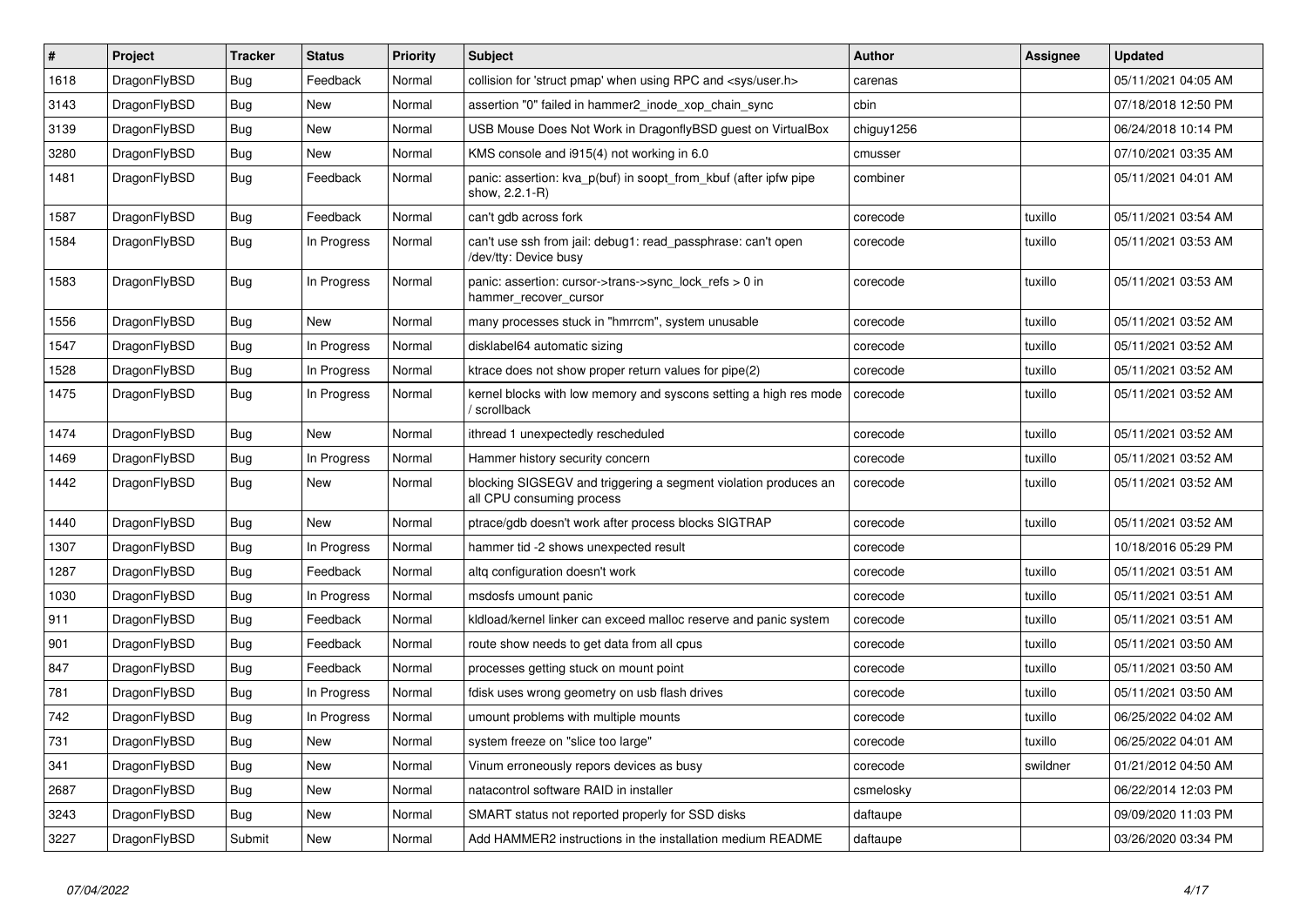| # | Project | Tracker | Status | Priority | Subject | Author | Assignee | Updated |
|---|---|---|---|---|---|---|---|---|
| 1618 | DragonFlyBSD | Bug | Feedback | Normal | collision for 'struct pmap' when using RPC and <sys/user.h> | carenas | | 05/11/2021 04:05 AM |
| 3143 | DragonFlyBSD | Bug | New | Normal | assertion "0" failed in hammer2_inode_xop_chain_sync | cbin | | 07/18/2018 12:50 PM |
| 3139 | DragonFlyBSD | Bug | New | Normal | USB Mouse Does Not Work in DragonflyBSD guest on VirtualBox | chiguy1256 | | 06/24/2018 10:14 PM |
| 3280 | DragonFlyBSD | Bug | New | Normal | KMS console and i915(4) not working in 6.0 | cmusser | | 07/10/2021 03:35 AM |
| 1481 | DragonFlyBSD | Bug | Feedback | Normal | panic: assertion: kva_p(buf) in soopt_from_kbuf (after ipfw pipe show, 2.2.1-R) | combiner | | 05/11/2021 04:01 AM |
| 1587 | DragonFlyBSD | Bug | Feedback | Normal | can't gdb across fork | corecode | tuxillo | 05/11/2021 03:54 AM |
| 1584 | DragonFlyBSD | Bug | In Progress | Normal | can't use ssh from jail: debug1: read_passphrase: can't open /dev/tty: Device busy | corecode | tuxillo | 05/11/2021 03:53 AM |
| 1583 | DragonFlyBSD | Bug | In Progress | Normal | panic: assertion: cursor->trans->sync_lock_refs > 0 in hammer_recover_cursor | corecode | tuxillo | 05/11/2021 03:53 AM |
| 1556 | DragonFlyBSD | Bug | New | Normal | many processes stuck in "hmrrcm", system unusable | corecode | tuxillo | 05/11/2021 03:52 AM |
| 1547 | DragonFlyBSD | Bug | In Progress | Normal | disklabel64 automatic sizing | corecode | tuxillo | 05/11/2021 03:52 AM |
| 1528 | DragonFlyBSD | Bug | In Progress | Normal | ktrace does not show proper return values for pipe(2) | corecode | tuxillo | 05/11/2021 03:52 AM |
| 1475 | DragonFlyBSD | Bug | In Progress | Normal | kernel blocks with low memory and syscons setting a high res mode / scrollback | corecode | tuxillo | 05/11/2021 03:52 AM |
| 1474 | DragonFlyBSD | Bug | New | Normal | ithread 1 unexpectedly rescheduled | corecode | tuxillo | 05/11/2021 03:52 AM |
| 1469 | DragonFlyBSD | Bug | In Progress | Normal | Hammer history security concern | corecode | tuxillo | 05/11/2021 03:52 AM |
| 1442 | DragonFlyBSD | Bug | New | Normal | blocking SIGSEGV and triggering a segment violation produces an all CPU consuming process | corecode | tuxillo | 05/11/2021 03:52 AM |
| 1440 | DragonFlyBSD | Bug | New | Normal | ptrace/gdb doesn't work after process blocks SIGTRAP | corecode | tuxillo | 05/11/2021 03:52 AM |
| 1307 | DragonFlyBSD | Bug | In Progress | Normal | hammer tid -2 shows unexpected result | corecode | | 10/18/2016 05:29 PM |
| 1287 | DragonFlyBSD | Bug | Feedback | Normal | altq configuration doesn't work | corecode | tuxillo | 05/11/2021 03:51 AM |
| 1030 | DragonFlyBSD | Bug | In Progress | Normal | msdosfs umount panic | corecode | tuxillo | 05/11/2021 03:51 AM |
| 911 | DragonFlyBSD | Bug | Feedback | Normal | kldload/kernel linker can exceed malloc reserve and panic system | corecode | tuxillo | 05/11/2021 03:51 AM |
| 901 | DragonFlyBSD | Bug | Feedback | Normal | route show needs to get data from all cpus | corecode | tuxillo | 05/11/2021 03:50 AM |
| 847 | DragonFlyBSD | Bug | Feedback | Normal | processes getting stuck on mount point | corecode | tuxillo | 05/11/2021 03:50 AM |
| 781 | DragonFlyBSD | Bug | In Progress | Normal | fdisk uses wrong geometry on usb flash drives | corecode | tuxillo | 05/11/2021 03:50 AM |
| 742 | DragonFlyBSD | Bug | In Progress | Normal | umount problems with multiple mounts | corecode | tuxillo | 06/25/2022 04:02 AM |
| 731 | DragonFlyBSD | Bug | New | Normal | system freeze on "slice too large" | corecode | tuxillo | 06/25/2022 04:01 AM |
| 341 | DragonFlyBSD | Bug | New | Normal | Vinum erroneously repors devices as busy | corecode | swildner | 01/21/2012 04:50 AM |
| 2687 | DragonFlyBSD | Bug | New | Normal | natacontrol software RAID in installer | csmelosky | | 06/22/2014 12:03 PM |
| 3243 | DragonFlyBSD | Bug | New | Normal | SMART status not reported properly for SSD disks | daftaupe | | 09/09/2020 11:03 PM |
| 3227 | DragonFlyBSD | Submit | New | Normal | Add HAMMER2 instructions in the installation medium README | daftaupe | | 03/26/2020 03:34 PM |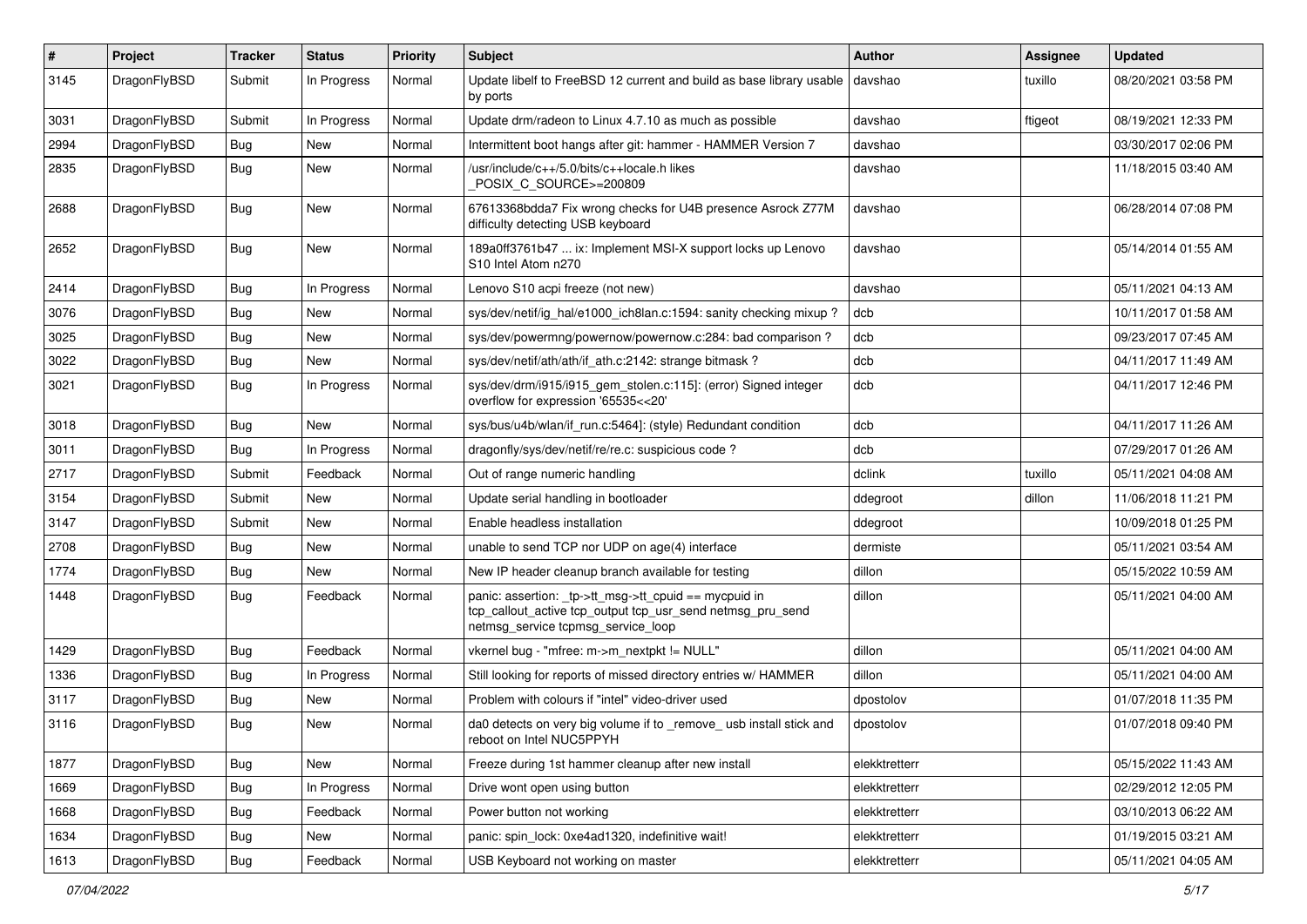| # | Project | Tracker | Status | Priority | Subject | Author | Assignee | Updated |
|---|---|---|---|---|---|---|---|---|
| 3145 | DragonFlyBSD | Submit | In Progress | Normal | Update libelf to FreeBSD 12 current and build as base library usable by ports | davshao | tuxillo | 08/20/2021 03:58 PM |
| 3031 | DragonFlyBSD | Submit | In Progress | Normal | Update drm/radeon to Linux 4.7.10 as much as possible | davshao | ftigeot | 08/19/2021 12:33 PM |
| 2994 | DragonFlyBSD | Bug | New | Normal | Intermittent boot hangs after git: hammer - HAMMER Version 7 | davshao | | 03/30/2017 02:06 PM |
| 2835 | DragonFlyBSD | Bug | New | Normal | /usr/include/c++/5.0/bits/c++locale.h likes _POSIX_C_SOURCE>=200809 | davshao | | 11/18/2015 03:40 AM |
| 2688 | DragonFlyBSD | Bug | New | Normal | 67613368bdda7 Fix wrong checks for U4B presence Asrock Z77M difficulty detecting USB keyboard | davshao | | 06/28/2014 07:08 PM |
| 2652 | DragonFlyBSD | Bug | New | Normal | 189a0ff3761b47 ... ix: Implement MSI-X support locks up Lenovo S10 Intel Atom n270 | davshao | | 05/14/2014 01:55 AM |
| 2414 | DragonFlyBSD | Bug | In Progress | Normal | Lenovo S10 acpi freeze (not new) | davshao | | 05/11/2021 04:13 AM |
| 3076 | DragonFlyBSD | Bug | New | Normal | sys/dev/netif/ig_hal/e1000_ich8lan.c:1594: sanity checking mixup ? | dcb | | 10/11/2017 01:58 AM |
| 3025 | DragonFlyBSD | Bug | New | Normal | sys/dev/powermng/powernow/powernow.c:284: bad comparison ? | dcb | | 09/23/2017 07:45 AM |
| 3022 | DragonFlyBSD | Bug | New | Normal | sys/dev/netif/ath/ath/if_ath.c:2142: strange bitmask ? | dcb | | 04/11/2017 11:49 AM |
| 3021 | DragonFlyBSD | Bug | In Progress | Normal | sys/dev/drm/i915/i915_gem_stolen.c:115]: (error) Signed integer overflow for expression '65535<<20' | dcb | | 04/11/2017 12:46 PM |
| 3018 | DragonFlyBSD | Bug | New | Normal | sys/bus/u4b/wlan/if_run.c:5464]: (style) Redundant condition | dcb | | 04/11/2017 11:26 AM |
| 3011 | DragonFlyBSD | Bug | In Progress | Normal | dragonfly/sys/dev/netif/re/re.c: suspicious code ? | dcb | | 07/29/2017 01:26 AM |
| 2717 | DragonFlyBSD | Submit | Feedback | Normal | Out of range numeric handling | dclink | tuxillo | 05/11/2021 04:08 AM |
| 3154 | DragonFlyBSD | Submit | New | Normal | Update serial handling in bootloader | ddegroot | dillon | 11/06/2018 11:21 PM |
| 3147 | DragonFlyBSD | Submit | New | Normal | Enable headless installation | ddegroot | | 10/09/2018 01:25 PM |
| 2708 | DragonFlyBSD | Bug | New | Normal | unable to send TCP nor UDP on age(4) interface | dermiste | | 05/11/2021 03:54 AM |
| 1774 | DragonFlyBSD | Bug | New | Normal | New IP header cleanup branch available for testing | dillon | | 05/15/2022 10:59 AM |
| 1448 | DragonFlyBSD | Bug | Feedback | Normal | panic: assertion: _tp->tt_msg->tt_cpuid == mycpuid in tcp_callout_active tcp_output tcp_usr_send netmsg_pru_send netmsg_service tcpmsg_service_loop | dillon | | 05/11/2021 04:00 AM |
| 1429 | DragonFlyBSD | Bug | Feedback | Normal | vkernel bug - "mfree: m->m_nextpkt != NULL" | dillon | | 05/11/2021 04:00 AM |
| 1336 | DragonFlyBSD | Bug | In Progress | Normal | Still looking for reports of missed directory entries w/ HAMMER | dillon | | 05/11/2021 04:00 AM |
| 3117 | DragonFlyBSD | Bug | New | Normal | Problem with colours if "intel" video-driver used | dpostolov | | 01/07/2018 11:35 PM |
| 3116 | DragonFlyBSD | Bug | New | Normal | da0 detects on very big volume if to _remove_ usb install stick and reboot on Intel NUC5PPYH | dpostolov | | 01/07/2018 09:40 PM |
| 1877 | DragonFlyBSD | Bug | New | Normal | Freeze during 1st hammer cleanup after new install | elekktretterr | | 05/15/2022 11:43 AM |
| 1669 | DragonFlyBSD | Bug | In Progress | Normal | Drive wont open using button | elekktretterr | | 02/29/2012 12:05 PM |
| 1668 | DragonFlyBSD | Bug | Feedback | Normal | Power button not working | elekktretterr | | 03/10/2013 06:22 AM |
| 1634 | DragonFlyBSD | Bug | New | Normal | panic: spin_lock: 0xe4ad1320, indefinitive wait! | elekktretterr | | 01/19/2015 03:21 AM |
| 1613 | DragonFlyBSD | Bug | Feedback | Normal | USB Keyboard not working on master | elekktretterr | | 05/11/2021 04:05 AM |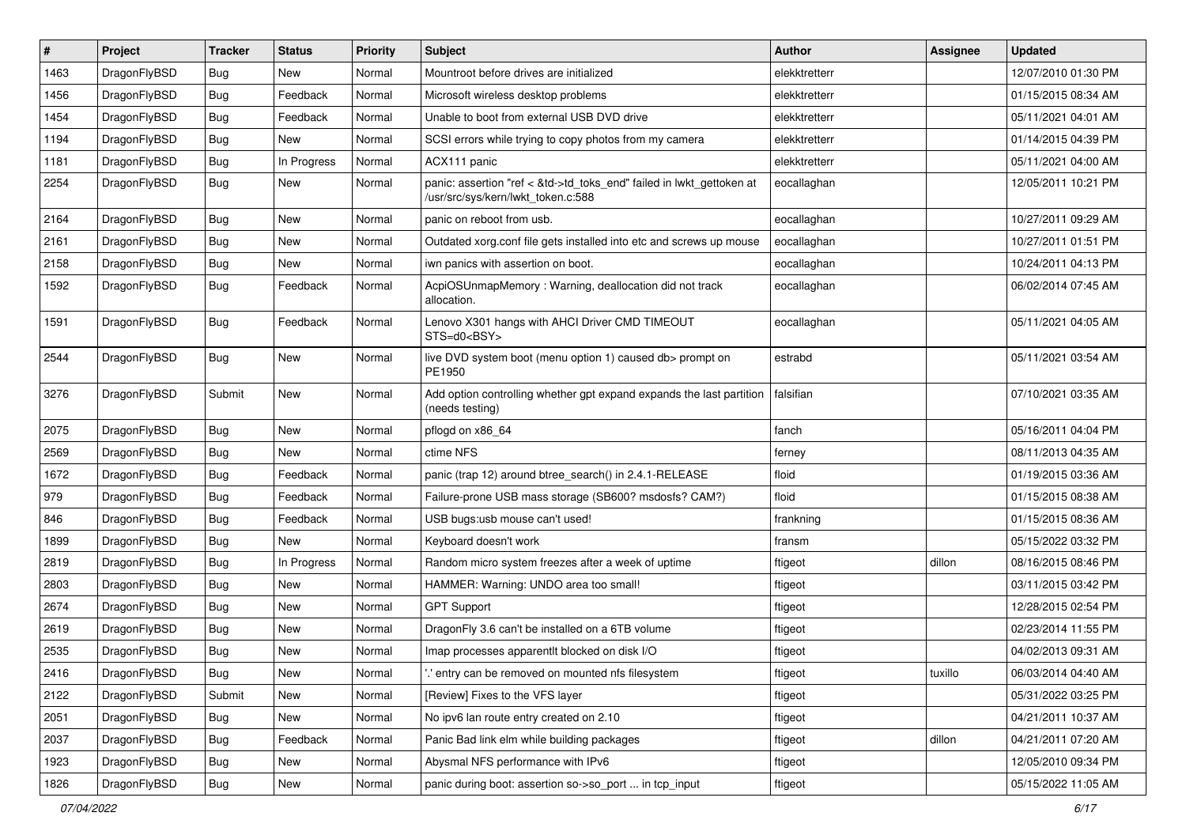| # | Project | Tracker | Status | Priority | Subject | Author | Assignee | Updated |
|---|---|---|---|---|---|---|---|---|
| 1463 | DragonFlyBSD | Bug | New | Normal | Mountroot before drives are initialized | elekktretterr | | 12/07/2010 01:30 PM |
| 1456 | DragonFlyBSD | Bug | Feedback | Normal | Microsoft wireless desktop problems | elekktretterr | | 01/15/2015 08:34 AM |
| 1454 | DragonFlyBSD | Bug | Feedback | Normal | Unable to boot from external USB DVD drive | elekktretterr | | 05/11/2021 04:01 AM |
| 1194 | DragonFlyBSD | Bug | New | Normal | SCSI errors while trying to copy photos from my camera | elekktretterr | | 01/14/2015 04:39 PM |
| 1181 | DragonFlyBSD | Bug | In Progress | Normal | ACX111 panic | elekktretterr | | 05/11/2021 04:00 AM |
| 2254 | DragonFlyBSD | Bug | New | Normal | panic: assertion "ref < &td->td_toks_end" failed in lwkt_gettoken at /usr/src/sys/kern/lwkt_token.c:588 | eocallaghan | | 12/05/2011 10:21 PM |
| 2164 | DragonFlyBSD | Bug | New | Normal | panic on reboot from usb. | eocallaghan | | 10/27/2011 09:29 AM |
| 2161 | DragonFlyBSD | Bug | New | Normal | Outdated xorg.conf file gets installed into etc and screws up mouse | eocallaghan | | 10/27/2011 01:51 PM |
| 2158 | DragonFlyBSD | Bug | New | Normal | iwn panics with assertion on boot. | eocallaghan | | 10/24/2011 04:13 PM |
| 1592 | DragonFlyBSD | Bug | Feedback | Normal | AcpiOSUnmapMemory : Warning, deallocation did not track allocation. | eocallaghan | | 06/02/2014 07:45 AM |
| 1591 | DragonFlyBSD | Bug | Feedback | Normal | Lenovo X301 hangs with AHCI Driver CMD TIMEOUT STS=d0<BSY> | eocallaghan | | 05/11/2021 04:05 AM |
| 2544 | DragonFlyBSD | Bug | New | Normal | live DVD system boot (menu option 1) caused db> prompt on PE1950 | estrabd | | 05/11/2021 03:54 AM |
| 3276 | DragonFlyBSD | Submit | New | Normal | Add option controlling whether gpt expand expands the last partition (needs testing) | falsifian | | 07/10/2021 03:35 AM |
| 2075 | DragonFlyBSD | Bug | New | Normal | pflogd on x86_64 | fanch | | 05/16/2011 04:04 PM |
| 2569 | DragonFlyBSD | Bug | New | Normal | ctime NFS | ferney | | 08/11/2013 04:35 AM |
| 1672 | DragonFlyBSD | Bug | Feedback | Normal | panic (trap 12) around btree_search() in 2.4.1-RELEASE | floid | | 01/19/2015 03:36 AM |
| 979 | DragonFlyBSD | Bug | Feedback | Normal | Failure-prone USB mass storage (SB600? msdosfs? CAM?) | floid | | 01/15/2015 08:38 AM |
| 846 | DragonFlyBSD | Bug | Feedback | Normal | USB bugs:usb mouse can't used! | frankning | | 01/15/2015 08:36 AM |
| 1899 | DragonFlyBSD | Bug | New | Normal | Keyboard doesn't work | fransm | | 05/15/2022 03:32 PM |
| 2819 | DragonFlyBSD | Bug | In Progress | Normal | Random micro system freezes after a week of uptime | ftigeot | dillon | 08/16/2015 08:46 PM |
| 2803 | DragonFlyBSD | Bug | New | Normal | HAMMER: Warning: UNDO area too small! | ftigeot | | 03/11/2015 03:42 PM |
| 2674 | DragonFlyBSD | Bug | New | Normal | GPT Support | ftigeot | | 12/28/2015 02:54 PM |
| 2619 | DragonFlyBSD | Bug | New | Normal | DragonFly 3.6 can't be installed on a 6TB volume | ftigeot | | 02/23/2014 11:55 PM |
| 2535 | DragonFlyBSD | Bug | New | Normal | Imap processes apparentlt blocked on disk I/O | ftigeot | | 04/02/2013 09:31 AM |
| 2416 | DragonFlyBSD | Bug | New | Normal | '.' entry can be removed on mounted nfs filesystem | ftigeot | tuxillo | 06/03/2014 04:40 AM |
| 2122 | DragonFlyBSD | Submit | New | Normal | [Review] Fixes to the VFS layer | ftigeot | | 05/31/2022 03:25 PM |
| 2051 | DragonFlyBSD | Bug | New | Normal | No ipv6 lan route entry created on 2.10 | ftigeot | | 04/21/2011 10:37 AM |
| 2037 | DragonFlyBSD | Bug | Feedback | Normal | Panic Bad link elm while building packages | ftigeot | dillon | 04/21/2011 07:20 AM |
| 1923 | DragonFlyBSD | Bug | New | Normal | Abysmal NFS performance with IPv6 | ftigeot | | 12/05/2010 09:34 PM |
| 1826 | DragonFlyBSD | Bug | New | Normal | panic during boot: assertion so->so_port ... in tcp_input | ftigeot | | 05/15/2022 11:05 AM |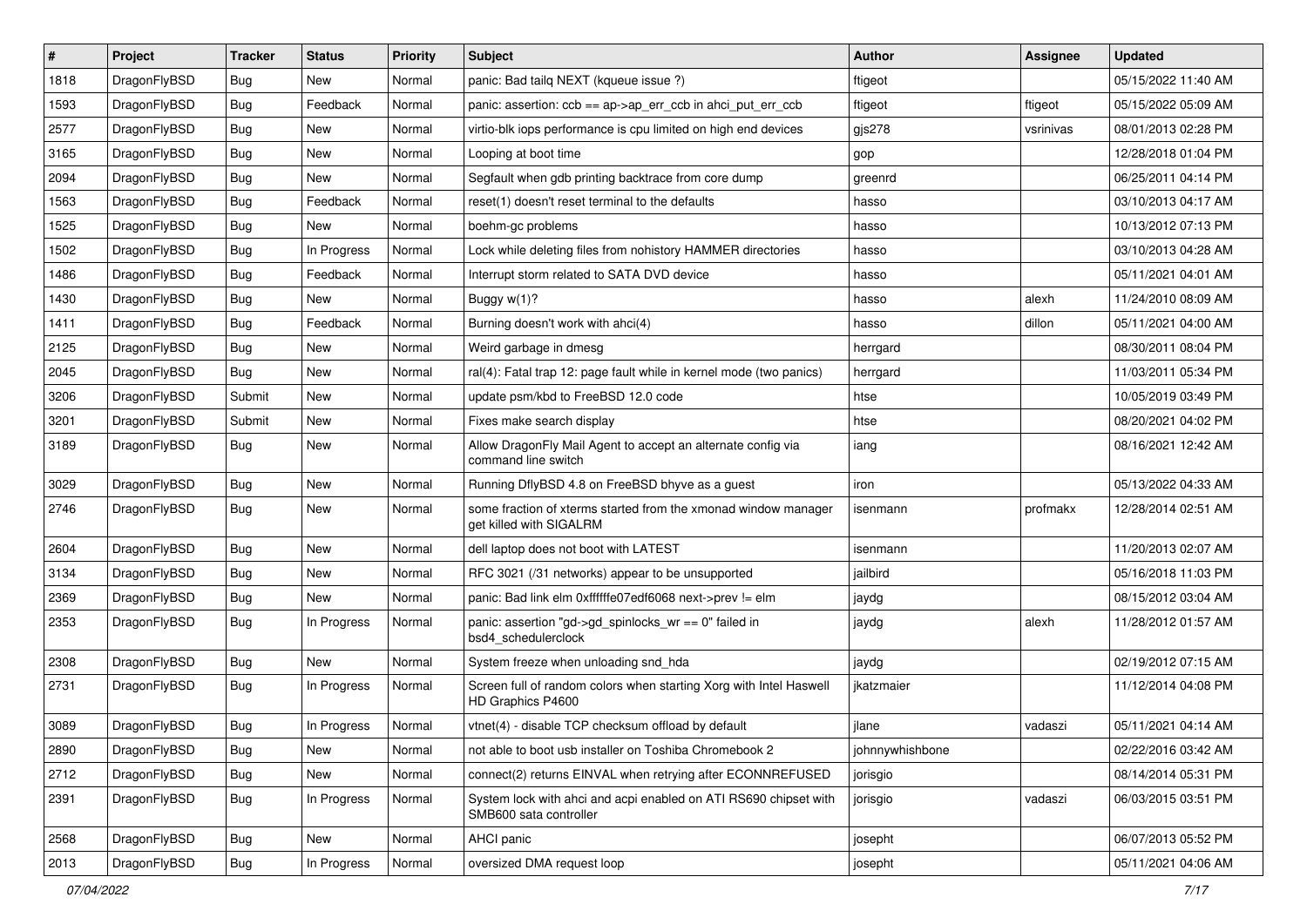| # | Project | Tracker | Status | Priority | Subject | Author | Assignee | Updated |
| --- | --- | --- | --- | --- | --- | --- | --- | --- |
| 1818 | DragonFlyBSD | Bug | New | Normal | panic: Bad tailq NEXT (kqueue issue ?) | ftigeot | | 05/15/2022 11:40 AM |
| 1593 | DragonFlyBSD | Bug | Feedback | Normal | panic: assertion: ccb == ap->ap_err_ccb in ahci_put_err_ccb | ftigeot | ftigeot | 05/15/2022 05:09 AM |
| 2577 | DragonFlyBSD | Bug | New | Normal | virtio-blk iops performance is cpu limited on high end devices | gjs278 | vsrinivas | 08/01/2013 02:28 PM |
| 3165 | DragonFlyBSD | Bug | New | Normal | Looping at boot time | gop | | 12/28/2018 01:04 PM |
| 2094 | DragonFlyBSD | Bug | New | Normal | Segfault when gdb printing backtrace from core dump | greenrd | | 06/25/2011 04:14 PM |
| 1563 | DragonFlyBSD | Bug | Feedback | Normal | reset(1) doesn't reset terminal to the defaults | hasso | | 03/10/2013 04:17 AM |
| 1525 | DragonFlyBSD | Bug | New | Normal | boehm-gc problems | hasso | | 10/13/2012 07:13 PM |
| 1502 | DragonFlyBSD | Bug | In Progress | Normal | Lock while deleting files from nohistory HAMMER directories | hasso | | 03/10/2013 04:28 AM |
| 1486 | DragonFlyBSD | Bug | Feedback | Normal | Interrupt storm related to SATA DVD device | hasso | | 05/11/2021 04:01 AM |
| 1430 | DragonFlyBSD | Bug | New | Normal | Buggy w(1)? | hasso | alexh | 11/24/2010 08:09 AM |
| 1411 | DragonFlyBSD | Bug | Feedback | Normal | Burning doesn't work with ahci(4) | hasso | dillon | 05/11/2021 04:00 AM |
| 2125 | DragonFlyBSD | Bug | New | Normal | Weird garbage in dmesg | herrgard | | 08/30/2011 08:04 PM |
| 2045 | DragonFlyBSD | Bug | New | Normal | ral(4): Fatal trap 12: page fault while in kernel mode (two panics) | herrgard | | 11/03/2011 05:34 PM |
| 3206 | DragonFlyBSD | Submit | New | Normal | update psm/kbd to FreeBSD 12.0 code | htse | | 10/05/2019 03:49 PM |
| 3201 | DragonFlyBSD | Submit | New | Normal | Fixes make search display | htse | | 08/20/2021 04:02 PM |
| 3189 | DragonFlyBSD | Bug | New | Normal | Allow DragonFly Mail Agent to accept an alternate config via command line switch | iang | | 08/16/2021 12:42 AM |
| 3029 | DragonFlyBSD | Bug | New | Normal | Running DflyBSD 4.8 on FreeBSD bhyve as a guest | iron | | 05/13/2022 04:33 AM |
| 2746 | DragonFlyBSD | Bug | New | Normal | some fraction of xterms started from the xmonad window manager get killed with SIGALRM | isenmann | profmakx | 12/28/2014 02:51 AM |
| 2604 | DragonFlyBSD | Bug | New | Normal | dell laptop does not boot with LATEST | isenmann | | 11/20/2013 02:07 AM |
| 3134 | DragonFlyBSD | Bug | New | Normal | RFC 3021 (/31 networks) appear to be unsupported | jailbird | | 05/16/2018 11:03 PM |
| 2369 | DragonFlyBSD | Bug | New | Normal | panic: Bad link elm 0xffffffe07edf6068 next->prev != elm | jaydg | | 08/15/2012 03:04 AM |
| 2353 | DragonFlyBSD | Bug | In Progress | Normal | panic: assertion "gd->gd_spinlocks_wr == 0" failed in bsd4_schedulerclock | jaydg | alexh | 11/28/2012 01:57 AM |
| 2308 | DragonFlyBSD | Bug | New | Normal | System freeze when unloading snd_hda | jaydg | | 02/19/2012 07:15 AM |
| 2731 | DragonFlyBSD | Bug | In Progress | Normal | Screen full of random colors when starting Xorg with Intel Haswell HD Graphics P4600 | jkatzmaier | | 11/12/2014 04:08 PM |
| 3089 | DragonFlyBSD | Bug | In Progress | Normal | vtnet(4) - disable TCP checksum offload by default | jlane | vadaszi | 05/11/2021 04:14 AM |
| 2890 | DragonFlyBSD | Bug | New | Normal | not able to boot usb installer on Toshiba Chromebook 2 | johnnywhishbone | | 02/22/2016 03:42 AM |
| 2712 | DragonFlyBSD | Bug | New | Normal | connect(2) returns EINVAL when retrying after ECONNREFUSED | jorisgio | | 08/14/2014 05:31 PM |
| 2391 | DragonFlyBSD | Bug | In Progress | Normal | System lock with ahci and acpi enabled on ATI RS690 chipset with SMB600 sata controller | jorisgio | vadaszi | 06/03/2015 03:51 PM |
| 2568 | DragonFlyBSD | Bug | New | Normal | AHCI panic | josepht | | 06/07/2013 05:52 PM |
| 2013 | DragonFlyBSD | Bug | In Progress | Normal | oversized DMA request loop | josepht | | 05/11/2021 04:06 AM |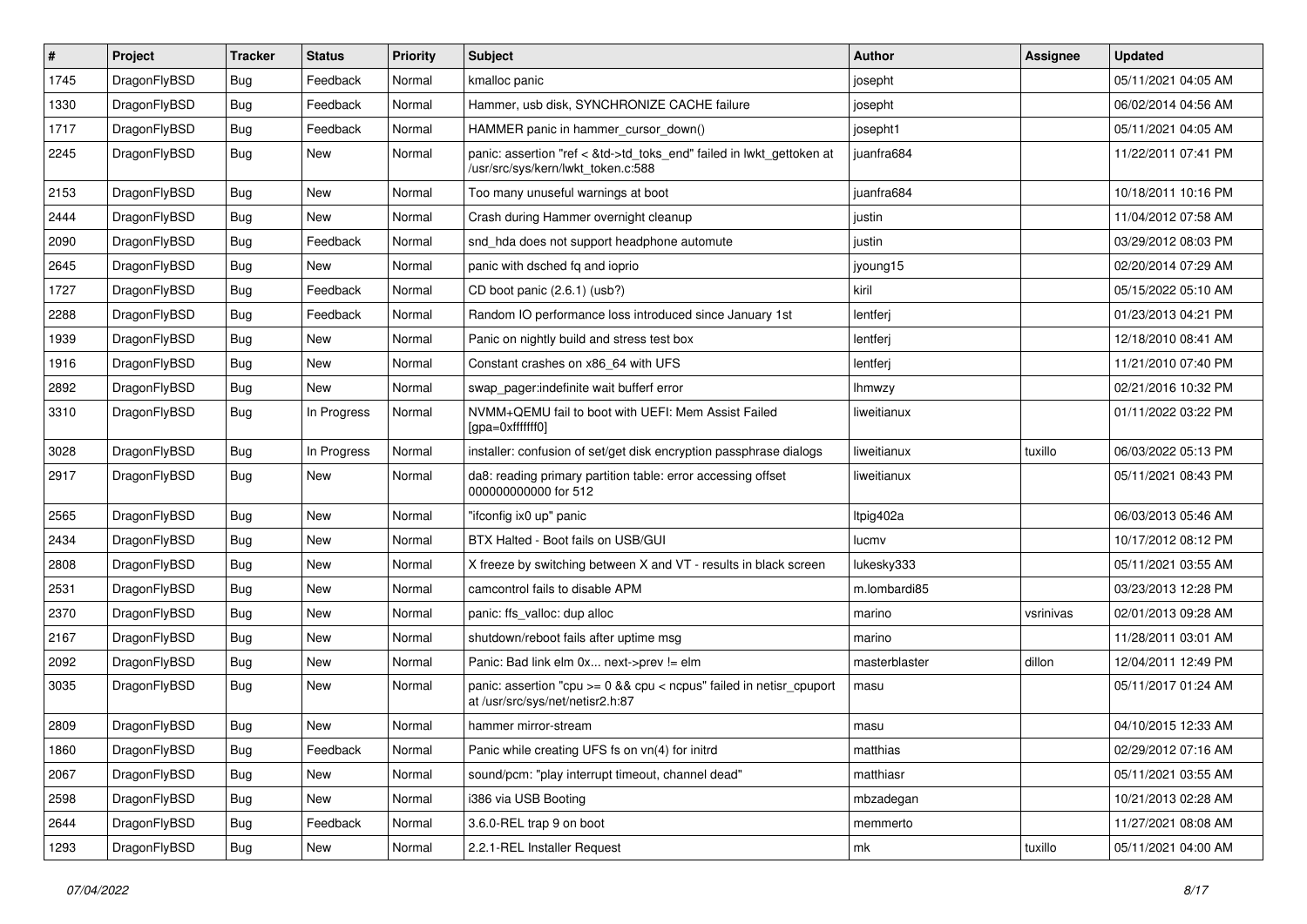| # | Project | Tracker | Status | Priority | Subject | Author | Assignee | Updated |
|---|---|---|---|---|---|---|---|---|
| 1745 | DragonFlyBSD | Bug | Feedback | Normal | kmalloc panic | josepht | | 05/11/2021 04:05 AM |
| 1330 | DragonFlyBSD | Bug | Feedback | Normal | Hammer, usb disk, SYNCHRONIZE CACHE failure | josepht | | 06/02/2014 04:56 AM |
| 1717 | DragonFlyBSD | Bug | Feedback | Normal | HAMMER panic in hammer_cursor_down() | josepht1 | | 05/11/2021 04:05 AM |
| 2245 | DragonFlyBSD | Bug | New | Normal | panic: assertion "ref < &td->td_toks_end" failed in lwkt_gettoken at /usr/src/sys/kern/lwkt_token.c:588 | juanfra684 | | 11/22/2011 07:41 PM |
| 2153 | DragonFlyBSD | Bug | New | Normal | Too many unuseful warnings at boot | juanfra684 | | 10/18/2011 10:16 PM |
| 2444 | DragonFlyBSD | Bug | New | Normal | Crash during Hammer overnight cleanup | justin | | 11/04/2012 07:58 AM |
| 2090 | DragonFlyBSD | Bug | Feedback | Normal | snd_hda does not support headphone automute | justin | | 03/29/2012 08:03 PM |
| 2645 | DragonFlyBSD | Bug | New | Normal | panic with dsched fq and ioprio | jyoung15 | | 02/20/2014 07:29 AM |
| 1727 | DragonFlyBSD | Bug | Feedback | Normal | CD boot panic (2.6.1) (usb?) | kiril | | 05/15/2022 05:10 AM |
| 2288 | DragonFlyBSD | Bug | Feedback | Normal | Random IO performance loss introduced since January 1st | lentferj | | 01/23/2013 04:21 PM |
| 1939 | DragonFlyBSD | Bug | New | Normal | Panic on nightly build and stress test box | lentferj | | 12/18/2010 08:41 AM |
| 1916 | DragonFlyBSD | Bug | New | Normal | Constant crashes on x86_64 with UFS | lentferj | | 11/21/2010 07:40 PM |
| 2892 | DragonFlyBSD | Bug | New | Normal | swap_pager:indefinite wait bufferf error | lhmwzy | | 02/21/2016 10:32 PM |
| 3310 | DragonFlyBSD | Bug | In Progress | Normal | NVMM+QEMU fail to boot with UEFI: Mem Assist Failed [gpa=0xfffffff0] | liweitianux | | 01/11/2022 03:22 PM |
| 3028 | DragonFlyBSD | Bug | In Progress | Normal | installer: confusion of set/get disk encryption passphrase dialogs | liweitianux | tuxillo | 06/03/2022 05:13 PM |
| 2917 | DragonFlyBSD | Bug | New | Normal | da8: reading primary partition table: error accessing offset 000000000000 for 512 | liweitianux | | 05/11/2021 08:43 PM |
| 2565 | DragonFlyBSD | Bug | New | Normal | "ifconfig ix0 up" panic | Itpig402a | | 06/03/2013 05:46 AM |
| 2434 | DragonFlyBSD | Bug | New | Normal | BTX Halted - Boot fails on USB/GUI | lucmv | | 10/17/2012 08:12 PM |
| 2808 | DragonFlyBSD | Bug | New | Normal | X freeze by switching between X and VT - results in black screen | lukesky333 | | 05/11/2021 03:55 AM |
| 2531 | DragonFlyBSD | Bug | New | Normal | camcontrol fails to disable APM | m.lombardi85 | | 03/23/2013 12:28 PM |
| 2370 | DragonFlyBSD | Bug | New | Normal | panic: ffs_valloc: dup alloc | marino | vsrinivas | 02/01/2013 09:28 AM |
| 2167 | DragonFlyBSD | Bug | New | Normal | shutdown/reboot fails after uptime msg | marino | | 11/28/2011 03:01 AM |
| 2092 | DragonFlyBSD | Bug | New | Normal | Panic: Bad link elm 0x... next->prev != elm | masterblaster | dillon | 12/04/2011 12:49 PM |
| 3035 | DragonFlyBSD | Bug | New | Normal | panic: assertion "cpu >= 0 && cpu < ncpus" failed in netisr_cpuport at /usr/src/sys/net/netisr2.h:87 | masu | | 05/11/2017 01:24 AM |
| 2809 | DragonFlyBSD | Bug | New | Normal | hammer mirror-stream | masu | | 04/10/2015 12:33 AM |
| 1860 | DragonFlyBSD | Bug | Feedback | Normal | Panic while creating UFS fs on vn(4) for initrd | matthias | | 02/29/2012 07:16 AM |
| 2067 | DragonFlyBSD | Bug | New | Normal | sound/pcm: "play interrupt timeout, channel dead" | matthiasr | | 05/11/2021 03:55 AM |
| 2598 | DragonFlyBSD | Bug | New | Normal | i386 via USB Booting | mbzadegan | | 10/21/2013 02:28 AM |
| 2644 | DragonFlyBSD | Bug | Feedback | Normal | 3.6.0-REL trap 9 on boot | memmerto | | 11/27/2021 08:08 AM |
| 1293 | DragonFlyBSD | Bug | New | Normal | 2.2.1-REL Installer Request | mk | tuxillo | 05/11/2021 04:00 AM |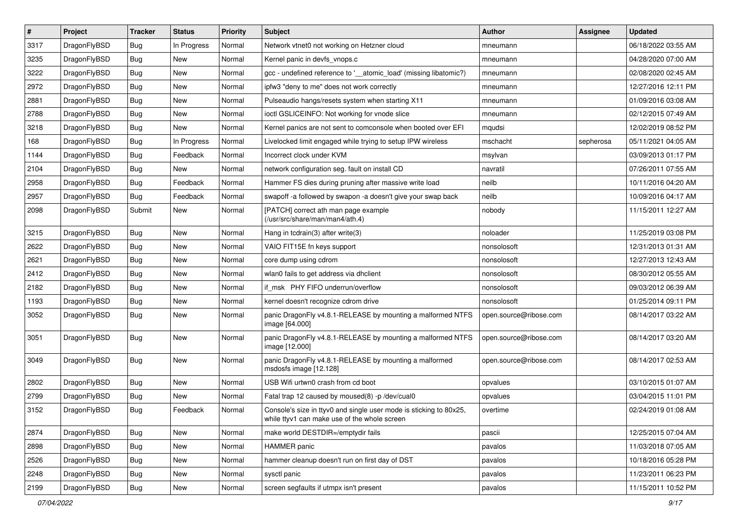| # | Project | Tracker | Status | Priority | Subject | Author | Assignee | Updated |
|---|---|---|---|---|---|---|---|---|
| 3317 | DragonFlyBSD | Bug | In Progress | Normal | Network vtnet0 not working on Hetzner cloud | mneumann | | 06/18/2022 03:55 AM |
| 3235 | DragonFlyBSD | Bug | New | Normal | Kernel panic in devfs_vnops.c | mneumann | | 04/28/2020 07:00 AM |
| 3222 | DragonFlyBSD | Bug | New | Normal | gcc - undefined reference to '__atomic_load' (missing libatomic?) | mneumann | | 02/08/2020 02:45 AM |
| 2972 | DragonFlyBSD | Bug | New | Normal | ipfw3 "deny to me" does not work correctly | mneumann | | 12/27/2016 12:11 PM |
| 2881 | DragonFlyBSD | Bug | New | Normal | Pulseaudio hangs/resets system when starting X11 | mneumann | | 01/09/2016 03:08 AM |
| 2788 | DragonFlyBSD | Bug | New | Normal | ioctl GSLICEINFO: Not working for vnode slice | mneumann | | 02/12/2015 07:49 AM |
| 3218 | DragonFlyBSD | Bug | New | Normal | Kernel panics are not sent to comconsole when booted over EFI | mqudsi | | 12/02/2019 08:52 PM |
| 168 | DragonFlyBSD | Bug | In Progress | Normal | Livelocked limit engaged while trying to setup IPW wireless | mschacht | sepherosa | 05/11/2021 04:05 AM |
| 1144 | DragonFlyBSD | Bug | Feedback | Normal | Incorrect clock under KVM | msylvan | | 03/09/2013 01:17 PM |
| 2104 | DragonFlyBSD | Bug | New | Normal | network configuration seg. fault on install CD | navratil | | 07/26/2011 07:55 AM |
| 2958 | DragonFlyBSD | Bug | Feedback | Normal | Hammer FS dies during pruning after massive write load | neilb | | 10/11/2016 04:20 AM |
| 2957 | DragonFlyBSD | Bug | Feedback | Normal | swapoff -a followed by swapon -a doesn't give your swap back | neilb | | 10/09/2016 04:17 AM |
| 2098 | DragonFlyBSD | Submit | New | Normal | [PATCH] correct ath man page example (/usr/src/share/man/man4/ath.4) | nobody | | 11/15/2011 12:27 AM |
| 3215 | DragonFlyBSD | Bug | New | Normal | Hang in tcdrain(3) after write(3) | noloader | | 11/25/2019 03:08 PM |
| 2622 | DragonFlyBSD | Bug | New | Normal | VAIO FIT15E fn keys support | nonsolosoft | | 12/31/2013 01:31 AM |
| 2621 | DragonFlyBSD | Bug | New | Normal | core dump using cdrom | nonsolosoft | | 12/27/2013 12:43 AM |
| 2412 | DragonFlyBSD | Bug | New | Normal | wlan0 fails to get address via dhclient | nonsolosoft | | 08/30/2012 05:55 AM |
| 2182 | DragonFlyBSD | Bug | New | Normal | if_msk PHY FIFO underrun/overflow | nonsolosoft | | 09/03/2012 06:39 AM |
| 1193 | DragonFlyBSD | Bug | New | Normal | kernel doesn't recognize cdrom drive | nonsolosoft | | 01/25/2014 09:11 PM |
| 3052 | DragonFlyBSD | Bug | New | Normal | panic DragonFly v4.8.1-RELEASE by mounting a malformed NTFS image [64.000] | open.source@ribose.com | | 08/14/2017 03:22 AM |
| 3051 | DragonFlyBSD | Bug | New | Normal | panic DragonFly v4.8.1-RELEASE by mounting a malformed NTFS image [12.000] | open.source@ribose.com | | 08/14/2017 03:20 AM |
| 3049 | DragonFlyBSD | Bug | New | Normal | panic DragonFly v4.8.1-RELEASE by mounting a malformed msdosfs image [12.128] | open.source@ribose.com | | 08/14/2017 02:53 AM |
| 2802 | DragonFlyBSD | Bug | New | Normal | USB Wifi urtwn0 crash from cd boot | opvalues | | 03/10/2015 01:07 AM |
| 2799 | DragonFlyBSD | Bug | New | Normal | Fatal trap 12 caused by moused(8) -p /dev/cual0 | opvalues | | 03/04/2015 11:01 PM |
| 3152 | DragonFlyBSD | Bug | Feedback | Normal | Console's size in ttyv0 and single user mode is sticking to 80x25, while ttyv1 can make use of the whole screen | overtime | | 02/24/2019 01:08 AM |
| 2874 | DragonFlyBSD | Bug | New | Normal | make world DESTDIR=/emptydir fails | pascii | | 12/25/2015 07:04 AM |
| 2898 | DragonFlyBSD | Bug | New | Normal | HAMMER panic | pavalos | | 11/03/2018 07:05 AM |
| 2526 | DragonFlyBSD | Bug | New | Normal | hammer cleanup doesn't run on first day of DST | pavalos | | 10/18/2016 05:28 PM |
| 2248 | DragonFlyBSD | Bug | New | Normal | sysctl panic | pavalos | | 11/23/2011 06:23 PM |
| 2199 | DragonFlyBSD | Bug | New | Normal | screen segfaults if utmpx isn't present | pavalos | | 11/15/2011 10:52 PM |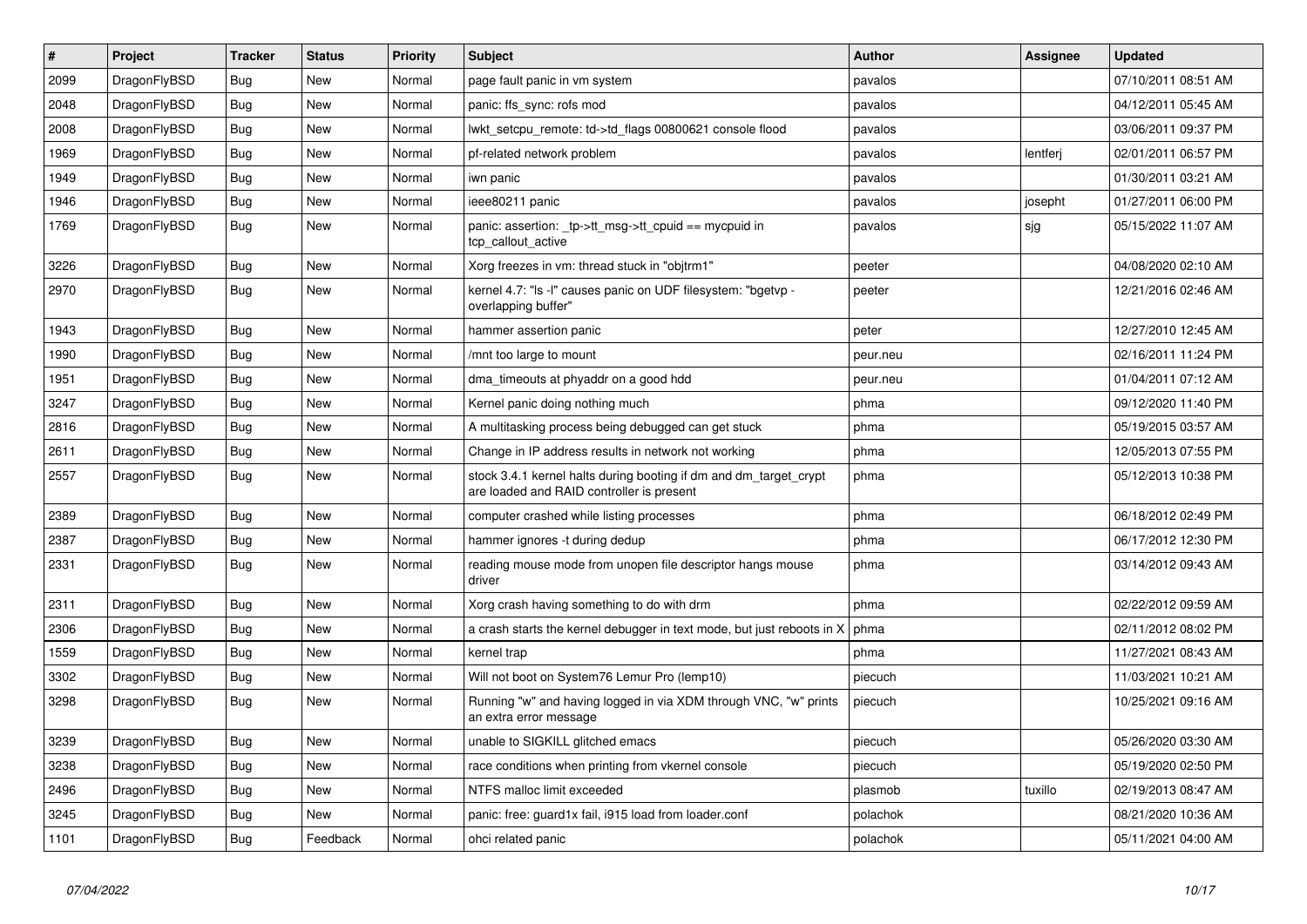| # | Project | Tracker | Status | Priority | Subject | Author | Assignee | Updated |
|---|---|---|---|---|---|---|---|---|
| 2099 | DragonFlyBSD | Bug | New | Normal | page fault panic in vm system | pavalos | | 07/10/2011 08:51 AM |
| 2048 | DragonFlyBSD | Bug | New | Normal | panic: ffs_sync: rofs mod | pavalos | | 04/12/2011 05:45 AM |
| 2008 | DragonFlyBSD | Bug | New | Normal | lwkt_setcpu_remote: td->td_flags 00800621 console flood | pavalos | | 03/06/2011 09:37 PM |
| 1969 | DragonFlyBSD | Bug | New | Normal | pf-related network problem | pavalos | lentferj | 02/01/2011 06:57 PM |
| 1949 | DragonFlyBSD | Bug | New | Normal | iwn panic | pavalos | | 01/30/2011 03:21 AM |
| 1946 | DragonFlyBSD | Bug | New | Normal | ieee80211 panic | pavalos | josepht | 01/27/2011 06:00 PM |
| 1769 | DragonFlyBSD | Bug | New | Normal | panic: assertion: _tp->tt_msg->tt_cpuid == mycpuid in tcp_callout_active | pavalos | sjg | 05/15/2022 11:07 AM |
| 3226 | DragonFlyBSD | Bug | New | Normal | Xorg freezes in vm: thread stuck in "objtrm1" | peeter | | 04/08/2020 02:10 AM |
| 2970 | DragonFlyBSD | Bug | New | Normal | kernel 4.7: "ls -l" causes panic on UDF filesystem: "bgetvp - overlapping buffer" | peeter | | 12/21/2016 02:46 AM |
| 1943 | DragonFlyBSD | Bug | New | Normal | hammer assertion panic | peter | | 12/27/2010 12:45 AM |
| 1990 | DragonFlyBSD | Bug | New | Normal | /mnt too large to mount | peur.neu | | 02/16/2011 11:24 PM |
| 1951 | DragonFlyBSD | Bug | New | Normal | dma_timeouts at phyaddr on a good hdd | peur.neu | | 01/04/2011 07:12 AM |
| 3247 | DragonFlyBSD | Bug | New | Normal | Kernel panic doing nothing much | phma | | 09/12/2020 11:40 PM |
| 2816 | DragonFlyBSD | Bug | New | Normal | A multitasking process being debugged can get stuck | phma | | 05/19/2015 03:57 AM |
| 2611 | DragonFlyBSD | Bug | New | Normal | Change in IP address results in network not working | phma | | 12/05/2013 07:55 PM |
| 2557 | DragonFlyBSD | Bug | New | Normal | stock 3.4.1 kernel halts during booting if dm and dm_target_crypt are loaded and RAID controller is present | phma | | 05/12/2013 10:38 PM |
| 2389 | DragonFlyBSD | Bug | New | Normal | computer crashed while listing processes | phma | | 06/18/2012 02:49 PM |
| 2387 | DragonFlyBSD | Bug | New | Normal | hammer ignores -t during dedup | phma | | 06/17/2012 12:30 PM |
| 2331 | DragonFlyBSD | Bug | New | Normal | reading mouse mode from unopen file descriptor hangs mouse driver | phma | | 03/14/2012 09:43 AM |
| 2311 | DragonFlyBSD | Bug | New | Normal | Xorg crash having something to do with drm | phma | | 02/22/2012 09:59 AM |
| 2306 | DragonFlyBSD | Bug | New | Normal | a crash starts the kernel debugger in text mode, but just reboots in X | phma | | 02/11/2012 08:02 PM |
| 1559 | DragonFlyBSD | Bug | New | Normal | kernel trap | phma | | 11/27/2021 08:43 AM |
| 3302 | DragonFlyBSD | Bug | New | Normal | Will not boot on System76 Lemur Pro (lemp10) | piecuch | | 11/03/2021 10:21 AM |
| 3298 | DragonFlyBSD | Bug | New | Normal | Running "w" and having logged in via XDM through VNC, "w" prints an extra error message | piecuch | | 10/25/2021 09:16 AM |
| 3239 | DragonFlyBSD | Bug | New | Normal | unable to SIGKILL glitched emacs | piecuch | | 05/26/2020 03:30 AM |
| 3238 | DragonFlyBSD | Bug | New | Normal | race conditions when printing from vkernel console | piecuch | | 05/19/2020 02:50 PM |
| 2496 | DragonFlyBSD | Bug | New | Normal | NTFS malloc limit exceeded | plasmob | tuxillo | 02/19/2013 08:47 AM |
| 3245 | DragonFlyBSD | Bug | New | Normal | panic: free: guard1x fail, i915 load from loader.conf | polachok | | 08/21/2020 10:36 AM |
| 1101 | DragonFlyBSD | Bug | Feedback | Normal | ohci related panic | polachok | | 05/11/2021 04:00 AM |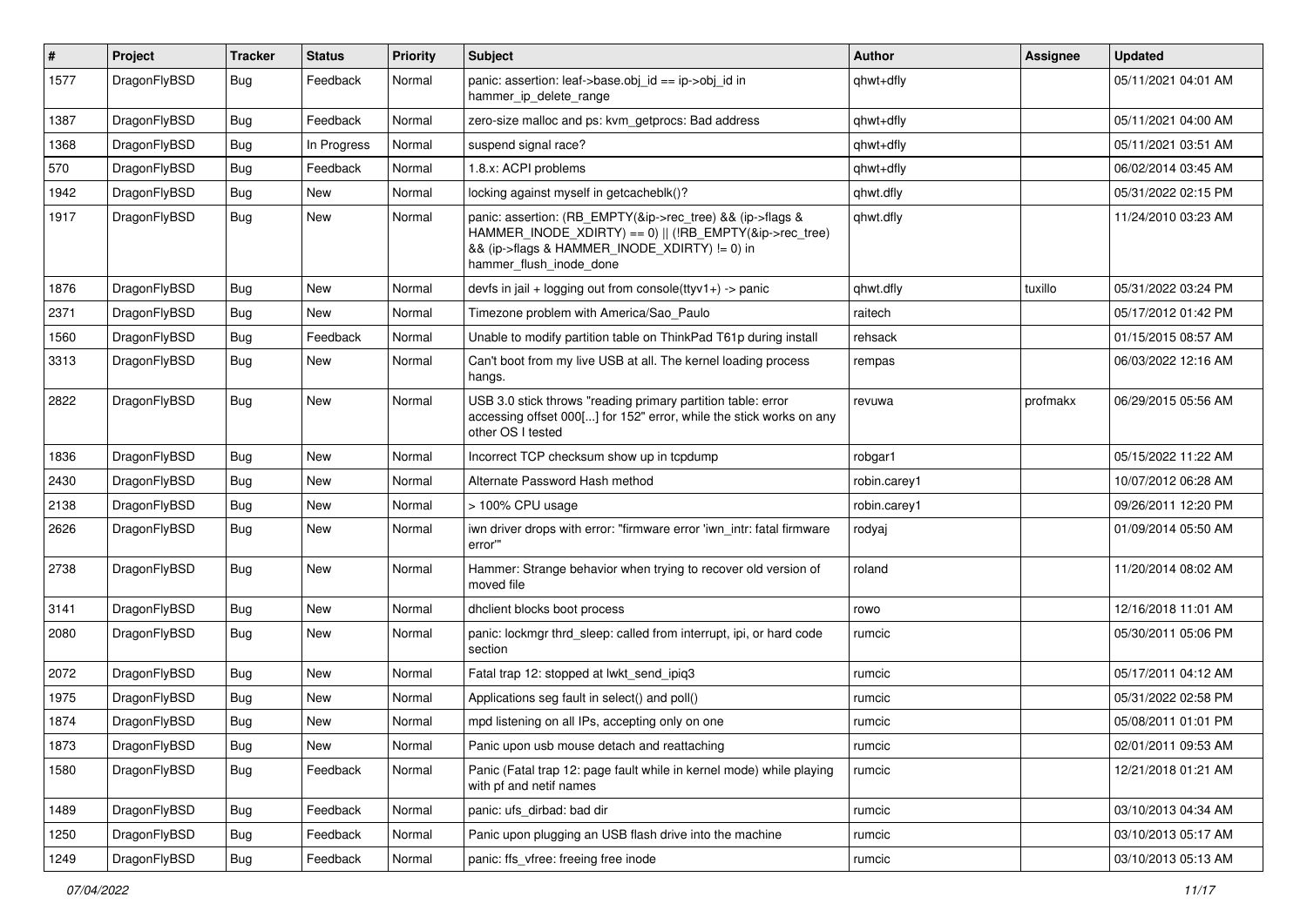| # | Project | Tracker | Status | Priority | Subject | Author | Assignee | Updated |
|---|---|---|---|---|---|---|---|---|
| 1577 | DragonFlyBSD | Bug | Feedback | Normal | panic: assertion: leaf->base.obj_id == ip->obj_id in hammer_ip_delete_range | qhwt+dfly | | 05/11/2021 04:01 AM |
| 1387 | DragonFlyBSD | Bug | Feedback | Normal | zero-size malloc and ps: kvm_getprocs: Bad address | qhwt+dfly | | 05/11/2021 04:00 AM |
| 1368 | DragonFlyBSD | Bug | In Progress | Normal | suspend signal race? | qhwt+dfly | | 05/11/2021 03:51 AM |
| 570 | DragonFlyBSD | Bug | Feedback | Normal | 1.8.x: ACPI problems | qhwt+dfly | | 06/02/2014 03:45 AM |
| 1942 | DragonFlyBSD | Bug | New | Normal | locking against myself in getcacheblk()? | qhwt.dfly | | 05/31/2022 02:15 PM |
| 1917 | DragonFlyBSD | Bug | New | Normal | panic: assertion: (RB_EMPTY(&ip->rec_tree) && (ip->flags & HAMMER_INODE_XDIRTY) == 0) \|\| (!RB_EMPTY(&ip->rec_tree) && (ip->flags & HAMMER_INODE_XDIRTY) != 0) in hammer_flush_inode_done | qhwt.dfly | | 11/24/2010 03:23 AM |
| 1876 | DragonFlyBSD | Bug | New | Normal | devfs in jail + logging out from console(ttyv1+) -> panic | qhwt.dfly | tuxillo | 05/31/2022 03:24 PM |
| 2371 | DragonFlyBSD | Bug | New | Normal | Timezone problem with America/Sao_Paulo | raitech | | 05/17/2012 01:42 PM |
| 1560 | DragonFlyBSD | Bug | Feedback | Normal | Unable to modify partition table on ThinkPad T61p during install | rehsack | | 01/15/2015 08:57 AM |
| 3313 | DragonFlyBSD | Bug | New | Normal | Can't boot from my live USB at all. The kernel loading process hangs. | rempas | | 06/03/2022 12:16 AM |
| 2822 | DragonFlyBSD | Bug | New | Normal | USB 3.0 stick throws "reading primary partition table: error accessing offset 000[...] for 152" error, while the stick works on any other OS I tested | revuwa | profmakx | 06/29/2015 05:56 AM |
| 1836 | DragonFlyBSD | Bug | New | Normal | Incorrect TCP checksum show up in tcpdump | robgar1 | | 05/15/2022 11:22 AM |
| 2430 | DragonFlyBSD | Bug | New | Normal | Alternate Password Hash method | robin.carey1 | | 10/07/2012 06:28 AM |
| 2138 | DragonFlyBSD | Bug | New | Normal | > 100% CPU usage | robin.carey1 | | 09/26/2011 12:20 PM |
| 2626 | DragonFlyBSD | Bug | New | Normal | iwn driver drops with error: "firmware error 'iwn_intr: fatal firmware error'" | rodyaj | | 01/09/2014 05:50 AM |
| 2738 | DragonFlyBSD | Bug | New | Normal | Hammer: Strange behavior when trying to recover old version of moved file | roland | | 11/20/2014 08:02 AM |
| 3141 | DragonFlyBSD | Bug | New | Normal | dhclient blocks boot process | rowo | | 12/16/2018 11:01 AM |
| 2080 | DragonFlyBSD | Bug | New | Normal | panic: lockmgr thrd_sleep: called from interrupt, ipi, or hard code section | rumcic | | 05/30/2011 05:06 PM |
| 2072 | DragonFlyBSD | Bug | New | Normal | Fatal trap 12: stopped at lwkt_send_ipiq3 | rumcic | | 05/17/2011 04:12 AM |
| 1975 | DragonFlyBSD | Bug | New | Normal | Applications seg fault in select() and poll() | rumcic | | 05/31/2022 02:58 PM |
| 1874 | DragonFlyBSD | Bug | New | Normal | mpd listening on all IPs, accepting only on one | rumcic | | 05/08/2011 01:01 PM |
| 1873 | DragonFlyBSD | Bug | New | Normal | Panic upon usb mouse detach and reattaching | rumcic | | 02/01/2011 09:53 AM |
| 1580 | DragonFlyBSD | Bug | Feedback | Normal | Panic (Fatal trap 12: page fault while in kernel mode) while playing with pf and netif names | rumcic | | 12/21/2018 01:21 AM |
| 1489 | DragonFlyBSD | Bug | Feedback | Normal | panic: ufs_dirbad: bad dir | rumcic | | 03/10/2013 04:34 AM |
| 1250 | DragonFlyBSD | Bug | Feedback | Normal | Panic upon plugging an USB flash drive into the machine | rumcic | | 03/10/2013 05:17 AM |
| 1249 | DragonFlyBSD | Bug | Feedback | Normal | panic: ffs_vfree: freeing free inode | rumcic | | 03/10/2013 05:13 AM |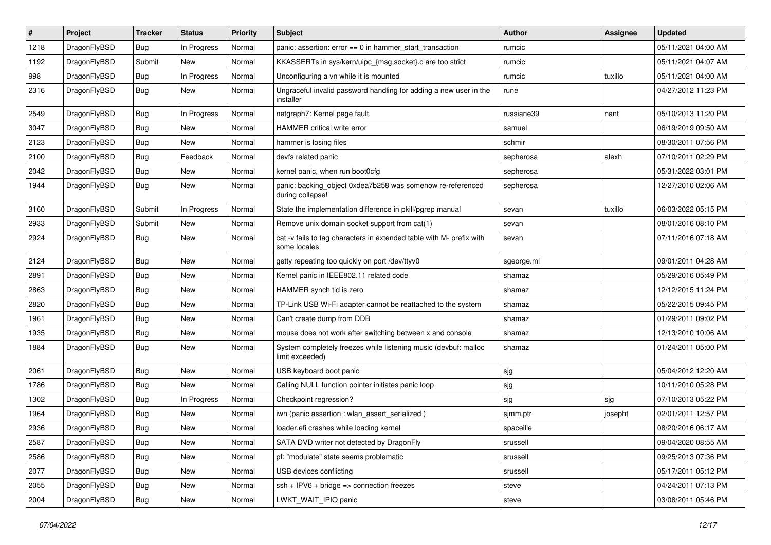| # | Project | Tracker | Status | Priority | Subject | Author | Assignee | Updated |
|---|---|---|---|---|---|---|---|---|
| 1218 | DragonFlyBSD | Bug | In Progress | Normal | panic: assertion: error == 0 in hammer_start_transaction | rumcic | | 05/11/2021 04:00 AM |
| 1192 | DragonFlyBSD | Submit | New | Normal | KKASSERTs in sys/kern/uipc_{msg,socket}.c are too strict | rumcic | | 05/11/2021 04:07 AM |
| 998 | DragonFlyBSD | Bug | In Progress | Normal | Unconfiguring a vn while it is mounted | rumcic | tuxillo | 05/11/2021 04:00 AM |
| 2316 | DragonFlyBSD | Bug | New | Normal | Ungraceful invalid password handling for adding a new user in the installer | rune | | 04/27/2012 11:23 PM |
| 2549 | DragonFlyBSD | Bug | In Progress | Normal | netgraph7: Kernel page fault. | russiane39 | nant | 05/10/2013 11:20 PM |
| 3047 | DragonFlyBSD | Bug | New | Normal | HAMMER critical write error | samuel | | 06/19/2019 09:50 AM |
| 2123 | DragonFlyBSD | Bug | New | Normal | hammer is losing files | schmir | | 08/30/2011 07:56 PM |
| 2100 | DragonFlyBSD | Bug | Feedback | Normal | devfs related panic | sepherosa | alexh | 07/10/2011 02:29 PM |
| 2042 | DragonFlyBSD | Bug | New | Normal | kernel panic, when run boot0cfg | sepherosa | | 05/31/2022 03:01 PM |
| 1944 | DragonFlyBSD | Bug | New | Normal | panic: backing_object 0xdea7b258 was somehow re-referenced during collapse! | sepherosa | | 12/27/2010 02:06 AM |
| 3160 | DragonFlyBSD | Submit | In Progress | Normal | State the implementation difference in pkill/pgrep manual | sevan | tuxillo | 06/03/2022 05:15 PM |
| 2933 | DragonFlyBSD | Submit | New | Normal | Remove unix domain socket support from cat(1) | sevan | | 08/01/2016 08:10 PM |
| 2924 | DragonFlyBSD | Bug | New | Normal | cat -v fails to tag characters in extended table with M- prefix with some locales | sevan | | 07/11/2016 07:18 AM |
| 2124 | DragonFlyBSD | Bug | New | Normal | getty repeating too quickly on port /dev/ttyv0 | sgeorge.ml | | 09/01/2011 04:28 AM |
| 2891 | DragonFlyBSD | Bug | New | Normal | Kernel panic in IEEE802.11 related code | shamaz | | 05/29/2016 05:49 PM |
| 2863 | DragonFlyBSD | Bug | New | Normal | HAMMER synch tid is zero | shamaz | | 12/12/2015 11:24 PM |
| 2820 | DragonFlyBSD | Bug | New | Normal | TP-Link USB Wi-Fi adapter cannot be reattached to the system | shamaz | | 05/22/2015 09:45 PM |
| 1961 | DragonFlyBSD | Bug | New | Normal | Can't create dump from DDB | shamaz | | 01/29/2011 09:02 PM |
| 1935 | DragonFlyBSD | Bug | New | Normal | mouse does not work after switching between x and console | shamaz | | 12/13/2010 10:06 AM |
| 1884 | DragonFlyBSD | Bug | New | Normal | System completely freezes while listening music (devbuf: malloc limit exceeded) | shamaz | | 01/24/2011 05:00 PM |
| 2061 | DragonFlyBSD | Bug | New | Normal | USB keyboard boot panic | sjg | | 05/04/2012 12:20 AM |
| 1786 | DragonFlyBSD | Bug | New | Normal | Calling NULL function pointer initiates panic loop | sjg | | 10/11/2010 05:28 PM |
| 1302 | DragonFlyBSD | Bug | In Progress | Normal | Checkpoint regression? | sjg | sjg | 07/10/2013 05:22 PM |
| 1964 | DragonFlyBSD | Bug | New | Normal | iwn (panic assertion : wlan_assert_serialized ) | sjmm.ptr | josepht | 02/01/2011 12:57 PM |
| 2936 | DragonFlyBSD | Bug | New | Normal | loader.efi crashes while loading kernel | spaceille | | 08/20/2016 06:17 AM |
| 2587 | DragonFlyBSD | Bug | New | Normal | SATA DVD writer not detected by DragonFly | srussell | | 09/04/2020 08:55 AM |
| 2586 | DragonFlyBSD | Bug | New | Normal | pf: "modulate" state seems problematic | srussell | | 09/25/2013 07:36 PM |
| 2077 | DragonFlyBSD | Bug | New | Normal | USB devices conflicting | srussell | | 05/17/2011 05:12 PM |
| 2055 | DragonFlyBSD | Bug | New | Normal | ssh + IPV6 + bridge => connection freezes | steve | | 04/24/2011 07:13 PM |
| 2004 | DragonFlyBSD | Bug | New | Normal | LWKT_WAIT_IPIQ panic | steve | | 03/08/2011 05:46 PM |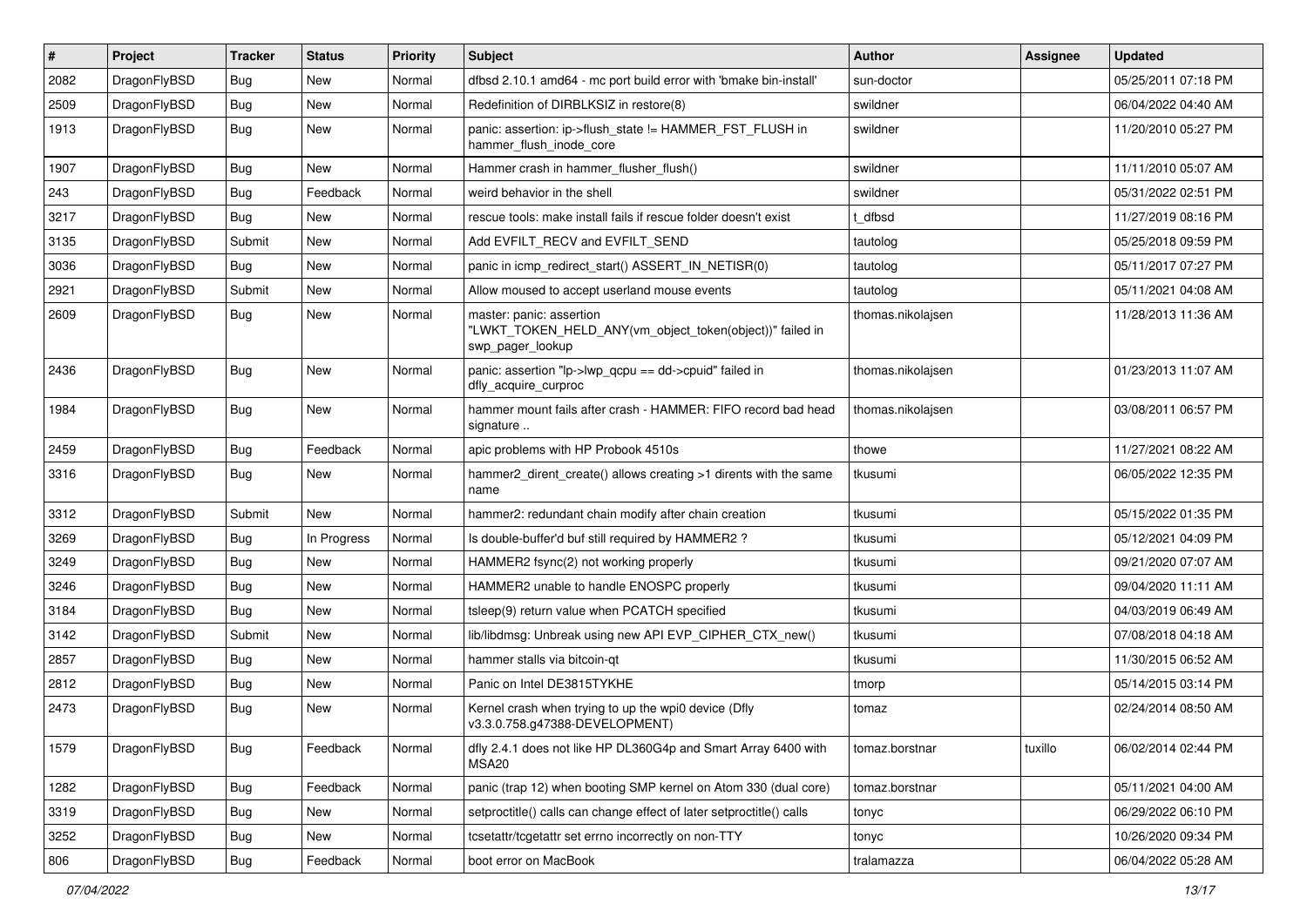| # | Project | Tracker | Status | Priority | Subject | Author | Assignee | Updated |
|---|---|---|---|---|---|---|---|---|
| 2082 | DragonFlyBSD | Bug | New | Normal | dfbsd 2.10.1 amd64 - mc port build error with 'bmake bin-install' | sun-doctor | | 05/25/2011 07:18 PM |
| 2509 | DragonFlyBSD | Bug | New | Normal | Redefinition of DIRBLKSIZ in restore(8) | swildner | | 06/04/2022 04:40 AM |
| 1913 | DragonFlyBSD | Bug | New | Normal | panic: assertion: ip->flush_state != HAMMER_FST_FLUSH in hammer_flush_inode_core | swildner | | 11/20/2010 05:27 PM |
| 1907 | DragonFlyBSD | Bug | New | Normal | Hammer crash in hammer_flusher_flush() | swildner | | 11/11/2010 05:07 AM |
| 243 | DragonFlyBSD | Bug | Feedback | Normal | weird behavior in the shell | swildner | | 05/31/2022 02:51 PM |
| 3217 | DragonFlyBSD | Bug | New | Normal | rescue tools: make install fails if rescue folder doesn't exist | t_dfbsd | | 11/27/2019 08:16 PM |
| 3135 | DragonFlyBSD | Submit | New | Normal | Add EVFILT_RECV and EVFILT_SEND | tautolog | | 05/25/2018 09:59 PM |
| 3036 | DragonFlyBSD | Bug | New | Normal | panic in icmp_redirect_start() ASSERT_IN_NETISR(0) | tautolog | | 05/11/2017 07:27 PM |
| 2921 | DragonFlyBSD | Submit | New | Normal | Allow moused to accept userland mouse events | tautolog | | 05/11/2021 04:08 AM |
| 2609 | DragonFlyBSD | Bug | New | Normal | master: panic: assertion "LWKT_TOKEN_HELD_ANY(vm_object_token(object))" failed in swp_pager_lookup | thomas.nikolajsen | | 11/28/2013 11:36 AM |
| 2436 | DragonFlyBSD | Bug | New | Normal | panic: assertion "lp->lwp_qcpu == dd->cpuid" failed in dfly_acquire_curproc | thomas.nikolajsen | | 01/23/2013 11:07 AM |
| 1984 | DragonFlyBSD | Bug | New | Normal | hammer mount fails after crash - HAMMER: FIFO record bad head signature .. | thomas.nikolajsen | | 03/08/2011 06:57 PM |
| 2459 | DragonFlyBSD | Bug | Feedback | Normal | apic problems with HP Probook 4510s | thowe | | 11/27/2021 08:22 AM |
| 3316 | DragonFlyBSD | Bug | New | Normal | hammer2_dirent_create() allows creating >1 dirents with the same name | tkusumi | | 06/05/2022 12:35 PM |
| 3312 | DragonFlyBSD | Submit | New | Normal | hammer2: redundant chain modify after chain creation | tkusumi | | 05/15/2022 01:35 PM |
| 3269 | DragonFlyBSD | Bug | In Progress | Normal | Is double-buffer'd buf still required by HAMMER2 ? | tkusumi | | 05/12/2021 04:09 PM |
| 3249 | DragonFlyBSD | Bug | New | Normal | HAMMER2 fsync(2) not working properly | tkusumi | | 09/21/2020 07:07 AM |
| 3246 | DragonFlyBSD | Bug | New | Normal | HAMMER2 unable to handle ENOSPC properly | tkusumi | | 09/04/2020 11:11 AM |
| 3184 | DragonFlyBSD | Bug | New | Normal | tsleep(9) return value when PCATCH specified | tkusumi | | 04/03/2019 06:49 AM |
| 3142 | DragonFlyBSD | Submit | New | Normal | lib/libdmsg: Unbreak using new API EVP_CIPHER_CTX_new() | tkusumi | | 07/08/2018 04:18 AM |
| 2857 | DragonFlyBSD | Bug | New | Normal | hammer stalls via bitcoin-qt | tkusumi | | 11/30/2015 06:52 AM |
| 2812 | DragonFlyBSD | Bug | New | Normal | Panic on Intel DE3815TYKHE | tmorp | | 05/14/2015 03:14 PM |
| 2473 | DragonFlyBSD | Bug | New | Normal | Kernel crash when trying to up the wpi0 device (Dfly v3.3.0.758.g47388-DEVELOPMENT) | tomaz | | 02/24/2014 08:50 AM |
| 1579 | DragonFlyBSD | Bug | Feedback | Normal | dfly 2.4.1 does not like HP DL360G4p and Smart Array 6400 with MSA20 | tomaz.borstnar | tuxillo | 06/02/2014 02:44 PM |
| 1282 | DragonFlyBSD | Bug | Feedback | Normal | panic (trap 12) when booting SMP kernel on Atom 330 (dual core) | tomaz.borstnar | | 05/11/2021 04:00 AM |
| 3319 | DragonFlyBSD | Bug | New | Normal | setproctitle() calls can change effect of later setproctitle() calls | tonyc | | 06/29/2022 06:10 PM |
| 3252 | DragonFlyBSD | Bug | New | Normal | tcsetattr/tcgetattr set errno incorrectly on non-TTY | tonyc | | 10/26/2020 09:34 PM |
| 806 | DragonFlyBSD | Bug | Feedback | Normal | boot error on MacBook | tralamazza | | 06/04/2022 05:28 AM |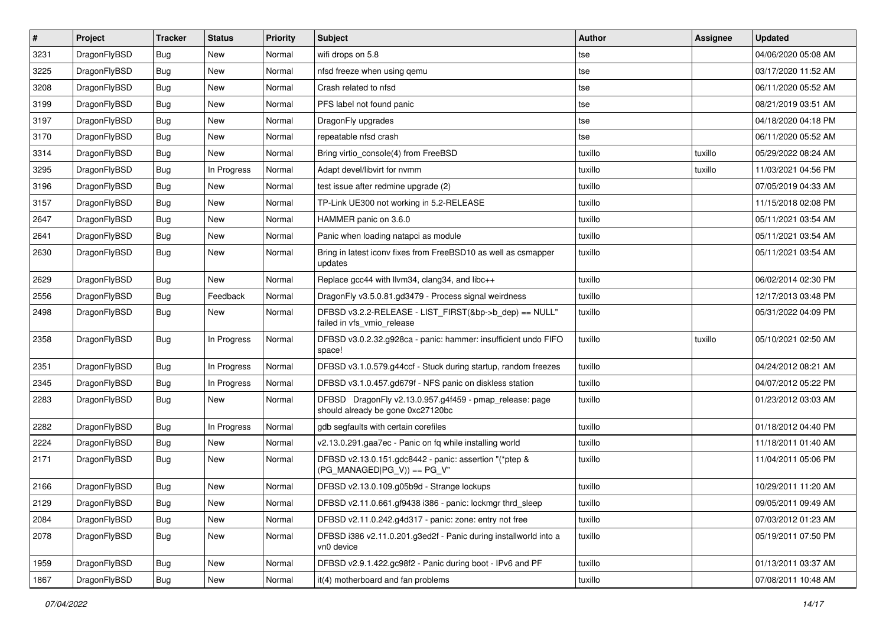| # | Project | Tracker | Status | Priority | Subject | Author | Assignee | Updated |
|---|---|---|---|---|---|---|---|---|
| 3231 | DragonFlyBSD | Bug | New | Normal | wifi drops on 5.8 | tse | | 04/06/2020 05:08 AM |
| 3225 | DragonFlyBSD | Bug | New | Normal | nfsd freeze when using qemu | tse | | 03/17/2020 11:52 AM |
| 3208 | DragonFlyBSD | Bug | New | Normal | Crash related to nfsd | tse | | 06/11/2020 05:52 AM |
| 3199 | DragonFlyBSD | Bug | New | Normal | PFS label not found panic | tse | | 08/21/2019 03:51 AM |
| 3197 | DragonFlyBSD | Bug | New | Normal | DragonFly upgrades | tse | | 04/18/2020 04:18 PM |
| 3170 | DragonFlyBSD | Bug | New | Normal | repeatable nfsd crash | tse | | 06/11/2020 05:52 AM |
| 3314 | DragonFlyBSD | Bug | New | Normal | Bring virtio_console(4) from FreeBSD | tuxillo | tuxillo | 05/29/2022 08:24 AM |
| 3295 | DragonFlyBSD | Bug | In Progress | Normal | Adapt devel/libvirt for nvmm | tuxillo | tuxillo | 11/03/2021 04:56 PM |
| 3196 | DragonFlyBSD | Bug | New | Normal | test issue after redmine upgrade (2) | tuxillo | | 07/05/2019 04:33 AM |
| 3157 | DragonFlyBSD | Bug | New | Normal | TP-Link UE300 not working in 5.2-RELEASE | tuxillo | | 11/15/2018 02:08 PM |
| 2647 | DragonFlyBSD | Bug | New | Normal | HAMMER panic on 3.6.0 | tuxillo | | 05/11/2021 03:54 AM |
| 2641 | DragonFlyBSD | Bug | New | Normal | Panic when loading natapci as module | tuxillo | | 05/11/2021 03:54 AM |
| 2630 | DragonFlyBSD | Bug | New | Normal | Bring in latest iconv fixes from FreeBSD10 as well as csmapper updates | tuxillo | | 05/11/2021 03:54 AM |
| 2629 | DragonFlyBSD | Bug | New | Normal | Replace gcc44 with llvm34, clang34, and libc++ | tuxillo | | 06/02/2014 02:30 PM |
| 2556 | DragonFlyBSD | Bug | Feedback | Normal | DragonFly v3.5.0.81.gd3479 - Process signal weirdness | tuxillo | | 12/17/2013 03:48 PM |
| 2498 | DragonFlyBSD | Bug | New | Normal | DFBSD v3.2.2-RELEASE - LIST_FIRST(&bp->b_dep) == NULL" failed in vfs_vmio_release | tuxillo | | 05/31/2022 04:09 PM |
| 2358 | DragonFlyBSD | Bug | In Progress | Normal | DFBSD v3.0.2.32.g928ca - panic: hammer: insufficient undo FIFO space! | tuxillo | tuxillo | 05/10/2021 02:50 AM |
| 2351 | DragonFlyBSD | Bug | In Progress | Normal | DFBSD v3.1.0.579.g44ccf - Stuck during startup, random freezes | tuxillo | | 04/24/2012 08:21 AM |
| 2345 | DragonFlyBSD | Bug | In Progress | Normal | DFBSD v3.1.0.457.gd679f - NFS panic on diskless station | tuxillo | | 04/07/2012 05:22 PM |
| 2283 | DragonFlyBSD | Bug | New | Normal | DFBSD DragonFly v2.13.0.957.g4f459 - pmap_release: page should already be gone 0xc27120bc | tuxillo | | 01/23/2012 03:03 AM |
| 2282 | DragonFlyBSD | Bug | In Progress | Normal | gdb segfaults with certain corefiles | tuxillo | | 01/18/2012 04:40 PM |
| 2224 | DragonFlyBSD | Bug | New | Normal | v2.13.0.291.gaa7ec - Panic on fq while installing world | tuxillo | | 11/18/2011 01:40 AM |
| 2171 | DragonFlyBSD | Bug | New | Normal | DFBSD v2.13.0.151.gdc8442 - panic: assertion "(*ptep & (PG_MANAGED\|PG_V)) == PG_V" | tuxillo | | 11/04/2011 05:06 PM |
| 2166 | DragonFlyBSD | Bug | New | Normal | DFBSD v2.13.0.109.g05b9d - Strange lockups | tuxillo | | 10/29/2011 11:20 AM |
| 2129 | DragonFlyBSD | Bug | New | Normal | DFBSD v2.11.0.661.gf9438 i386 - panic: lockmgr thrd_sleep | tuxillo | | 09/05/2011 09:49 AM |
| 2084 | DragonFlyBSD | Bug | New | Normal | DFBSD v2.11.0.242.g4d317 - panic: zone: entry not free | tuxillo | | 07/03/2012 01:23 AM |
| 2078 | DragonFlyBSD | Bug | New | Normal | DFBSD i386 v2.11.0.201.g3ed2f - Panic during installworld into a vn0 device | tuxillo | | 05/19/2011 07:50 PM |
| 1959 | DragonFlyBSD | Bug | New | Normal | DFBSD v2.9.1.422.gc98f2 - Panic during boot - IPv6 and PF | tuxillo | | 01/13/2011 03:37 AM |
| 1867 | DragonFlyBSD | Bug | New | Normal | it(4) motherboard and fan problems | tuxillo | | 07/08/2011 10:48 AM |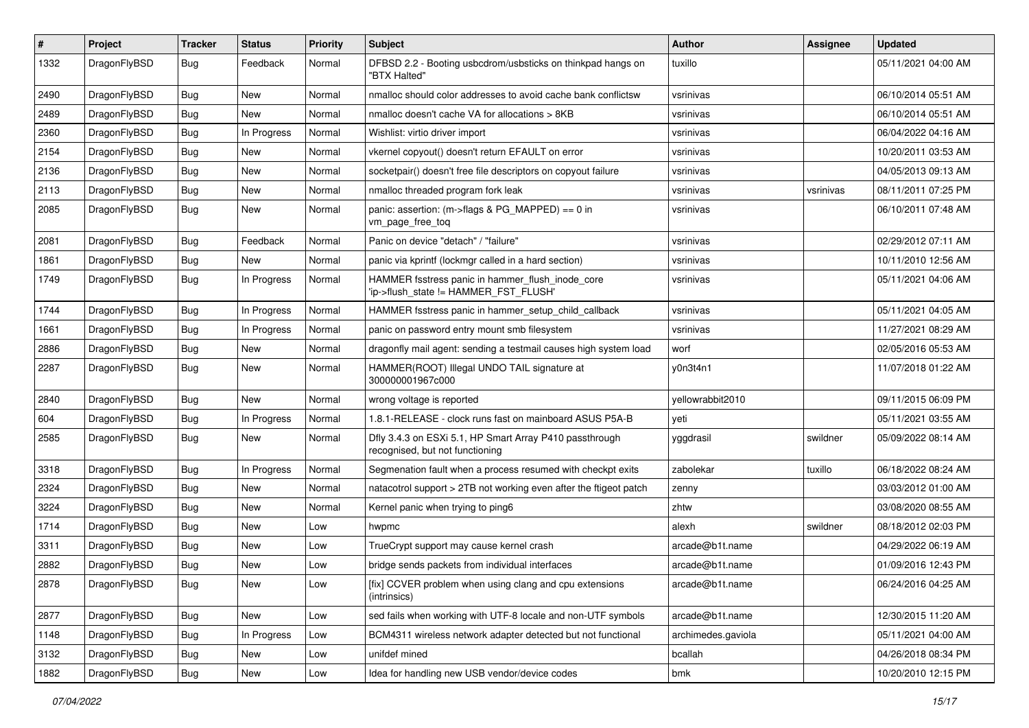| # | Project | Tracker | Status | Priority | Subject | Author | Assignee | Updated |
|---|---|---|---|---|---|---|---|---|
| 1332 | DragonFlyBSD | Bug | Feedback | Normal | DFBSD 2.2 - Booting usbcdrom/usbsticks on thinkpad hangs on "BTX Halted" | tuxillo | | 05/11/2021 04:00 AM |
| 2490 | DragonFlyBSD | Bug | New | Normal | nmalloc should color addresses to avoid cache bank conflictsw | vsrinivas | | 06/10/2014 05:51 AM |
| 2489 | DragonFlyBSD | Bug | New | Normal | nmalloc doesn't cache VA for allocations > 8KB | vsrinivas | | 06/10/2014 05:51 AM |
| 2360 | DragonFlyBSD | Bug | In Progress | Normal | Wishlist: virtio driver import | vsrinivas | | 06/04/2022 04:16 AM |
| 2154 | DragonFlyBSD | Bug | New | Normal | vkernel copyout() doesn't return EFAULT on error | vsrinivas | | 10/20/2011 03:53 AM |
| 2136 | DragonFlyBSD | Bug | New | Normal | socketpair() doesn't free file descriptors on copyout failure | vsrinivas | | 04/05/2013 09:13 AM |
| 2113 | DragonFlyBSD | Bug | New | Normal | nmalloc threaded program fork leak | vsrinivas | vsrinivas | 08/11/2011 07:25 PM |
| 2085 | DragonFlyBSD | Bug | New | Normal | panic: assertion: (m->flags & PG_MAPPED) == 0 in vm_page_free_toq | vsrinivas | | 06/10/2011 07:48 AM |
| 2081 | DragonFlyBSD | Bug | Feedback | Normal | Panic on device "detach" / "failure" | vsrinivas | | 02/29/2012 07:11 AM |
| 1861 | DragonFlyBSD | Bug | New | Normal | panic via kprintf (lockmgr called in a hard section) | vsrinivas | | 10/11/2010 12:56 AM |
| 1749 | DragonFlyBSD | Bug | In Progress | Normal | HAMMER fsstress panic in hammer_flush_inode_core 'ip->flush_state != HAMMER_FST_FLUSH' | vsrinivas | | 05/11/2021 04:06 AM |
| 1744 | DragonFlyBSD | Bug | In Progress | Normal | HAMMER fsstress panic in hammer_setup_child_callback | vsrinivas | | 05/11/2021 04:05 AM |
| 1661 | DragonFlyBSD | Bug | In Progress | Normal | panic on password entry mount smb filesystem | vsrinivas | | 11/27/2021 08:29 AM |
| 2886 | DragonFlyBSD | Bug | New | Normal | dragonfly mail agent: sending a testmail causes high system load | worf | | 02/05/2016 05:53 AM |
| 2287 | DragonFlyBSD | Bug | New | Normal | HAMMER(ROOT) Illegal UNDO TAIL signature at 300000001967c000 | y0n3t4n1 | | 11/07/2018 01:22 AM |
| 2840 | DragonFlyBSD | Bug | New | Normal | wrong voltage is reported | yellowrabbit2010 | | 09/11/2015 06:09 PM |
| 604 | DragonFlyBSD | Bug | In Progress | Normal | 1.8.1-RELEASE - clock runs fast on mainboard ASUS P5A-B | yeti | | 05/11/2021 03:55 AM |
| 2585 | DragonFlyBSD | Bug | New | Normal | Dfly 3.4.3 on ESXi 5.1, HP Smart Array P410 passthrough recognised, but not functioning | yggdrasil | swildner | 05/09/2022 08:14 AM |
| 3318 | DragonFlyBSD | Bug | In Progress | Normal | Segmenation fault when a process resumed with checkpt exits | zabolekar | tuxillo | 06/18/2022 08:24 AM |
| 2324 | DragonFlyBSD | Bug | New | Normal | natacotrol support > 2TB not working even after the ftigeot patch | zenny | | 03/03/2012 01:00 AM |
| 3224 | DragonFlyBSD | Bug | New | Normal | Kernel panic when trying to ping6 | zhtw | | 03/08/2020 08:55 AM |
| 1714 | DragonFlyBSD | Bug | New | Low | hwpmc | alexh | swildner | 08/18/2012 02:03 PM |
| 3311 | DragonFlyBSD | Bug | New | Low | TrueCrypt support may cause kernel crash | arcade@b1t.name | | 04/29/2022 06:19 AM |
| 2882 | DragonFlyBSD | Bug | New | Low | bridge sends packets from individual interfaces | arcade@b1t.name | | 01/09/2016 12:43 PM |
| 2878 | DragonFlyBSD | Bug | New | Low | [fix] CCVER problem when using clang and cpu extensions (intrinsics) | arcade@b1t.name | | 06/24/2016 04:25 AM |
| 2877 | DragonFlyBSD | Bug | New | Low | sed fails when working with UTF-8 locale and non-UTF symbols | arcade@b1t.name | | 12/30/2015 11:20 AM |
| 1148 | DragonFlyBSD | Bug | In Progress | Low | BCM4311 wireless network adapter detected but not functional | archimedes.gaviola | | 05/11/2021 04:00 AM |
| 3132 | DragonFlyBSD | Bug | New | Low | unifdef mined | bcallah | | 04/26/2018 08:34 PM |
| 1882 | DragonFlyBSD | Bug | New | Low | Idea for handling new USB vendor/device codes | bmk | | 10/20/2010 12:15 PM |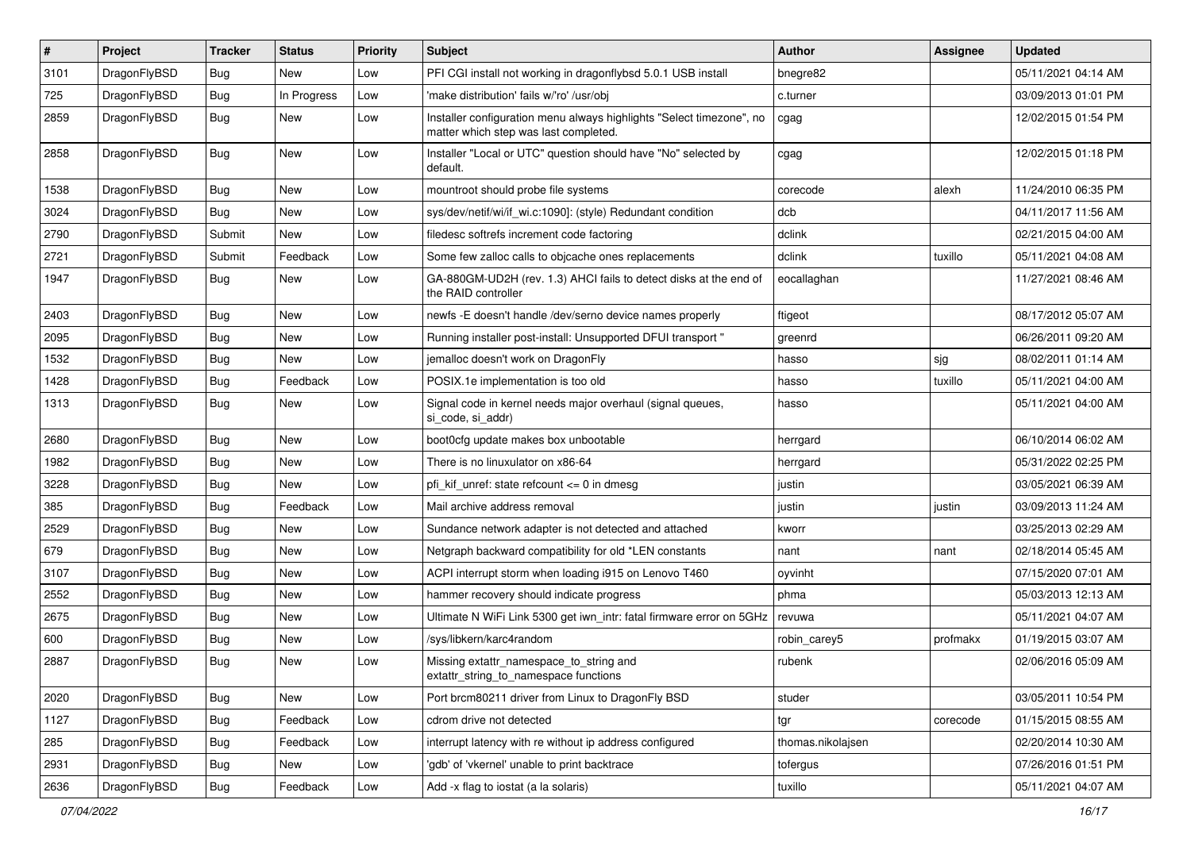| # | Project | Tracker | Status | Priority | Subject | Author | Assignee | Updated |
|---|---|---|---|---|---|---|---|---|
| 3101 | DragonFlyBSD | Bug | New | Low | PFI CGI install not working in dragonflybsd 5.0.1 USB install | bnegre82 | | 05/11/2021 04:14 AM |
| 725 | DragonFlyBSD | Bug | In Progress | Low | 'make distribution' fails w/'ro' /usr/obj | c.turner | | 03/09/2013 01:01 PM |
| 2859 | DragonFlyBSD | Bug | New | Low | Installer configuration menu always highlights "Select timezone", no matter which step was last completed. | cgag | | 12/02/2015 01:54 PM |
| 2858 | DragonFlyBSD | Bug | New | Low | Installer "Local or UTC" question should have "No" selected by default. | cgag | | 12/02/2015 01:18 PM |
| 1538 | DragonFlyBSD | Bug | New | Low | mountroot should probe file systems | corecode | alexh | 11/24/2010 06:35 PM |
| 3024 | DragonFlyBSD | Bug | New | Low | sys/dev/netif/wi/if_wi.c:1090]: (style) Redundant condition | dcb | | 04/11/2017 11:56 AM |
| 2790 | DragonFlyBSD | Submit | New | Low | filedesc softrefs increment code factoring | dclink | | 02/21/2015 04:00 AM |
| 2721 | DragonFlyBSD | Submit | Feedback | Low | Some few zalloc calls to objcache ones replacements | dclink | tuxillo | 05/11/2021 04:08 AM |
| 1947 | DragonFlyBSD | Bug | New | Low | GA-880GM-UD2H (rev. 1.3) AHCI fails to detect disks at the end of the RAID controller | eocallaghan | | 11/27/2021 08:46 AM |
| 2403 | DragonFlyBSD | Bug | New | Low | newfs -E doesn't handle /dev/serno device names properly | ftigeot | | 08/17/2012 05:07 AM |
| 2095 | DragonFlyBSD | Bug | New | Low | Running installer post-install: Unsupported DFUI transport " | greenrd | | 06/26/2011 09:20 AM |
| 1532 | DragonFlyBSD | Bug | New | Low | jemalloc doesn't work on DragonFly | hasso | sjg | 08/02/2011 01:14 AM |
| 1428 | DragonFlyBSD | Bug | Feedback | Low | POSIX.1e implementation is too old | hasso | tuxillo | 05/11/2021 04:00 AM |
| 1313 | DragonFlyBSD | Bug | New | Low | Signal code in kernel needs major overhaul (signal queues, si_code, si_addr) | hasso | | 05/11/2021 04:00 AM |
| 2680 | DragonFlyBSD | Bug | New | Low | boot0cfg update makes box unbootable | herrgard | | 06/10/2014 06:02 AM |
| 1982 | DragonFlyBSD | Bug | New | Low | There is no linuxulator on x86-64 | herrgard | | 05/31/2022 02:25 PM |
| 3228 | DragonFlyBSD | Bug | New | Low | pfi_kif_unref: state refcount <= 0 in dmesg | justin | | 03/05/2021 06:39 AM |
| 385 | DragonFlyBSD | Bug | Feedback | Low | Mail archive address removal | justin | justin | 03/09/2013 11:24 AM |
| 2529 | DragonFlyBSD | Bug | New | Low | Sundance network adapter is not detected and attached | kworr | | 03/25/2013 02:29 AM |
| 679 | DragonFlyBSD | Bug | New | Low | Netgraph backward compatibility for old *LEN constants | nant | nant | 02/18/2014 05:45 AM |
| 3107 | DragonFlyBSD | Bug | New | Low | ACPI interrupt storm when loading i915 on Lenovo T460 | oyvinht | | 07/15/2020 07:01 AM |
| 2552 | DragonFlyBSD | Bug | New | Low | hammer recovery should indicate progress | phma | | 05/03/2013 12:13 AM |
| 2675 | DragonFlyBSD | Bug | New | Low | Ultimate N WiFi Link 5300 get iwn_intr: fatal firmware error on 5GHz | revuwa | | 05/11/2021 04:07 AM |
| 600 | DragonFlyBSD | Bug | New | Low | /sys/libkern/karc4random | robin_carey5 | profmakx | 01/19/2015 03:07 AM |
| 2887 | DragonFlyBSD | Bug | New | Low | Missing extattr_namespace_to_string and extattr_string_to_namespace functions | rubenk | | 02/06/2016 05:09 AM |
| 2020 | DragonFlyBSD | Bug | New | Low | Port brcm80211 driver from Linux to DragonFly BSD | studer | | 03/05/2011 10:54 PM |
| 1127 | DragonFlyBSD | Bug | Feedback | Low | cdrom drive not detected | tgr | corecode | 01/15/2015 08:55 AM |
| 285 | DragonFlyBSD | Bug | Feedback | Low | interrupt latency with re without ip address configured | thomas.nikolajsen | | 02/20/2014 10:30 AM |
| 2931 | DragonFlyBSD | Bug | New | Low | 'gdb' of 'vkernel' unable to print backtrace | tofergus | | 07/26/2016 01:51 PM |
| 2636 | DragonFlyBSD | Bug | Feedback | Low | Add -x flag to iostat (a la solaris) | tuxillo | | 05/11/2021 04:07 AM |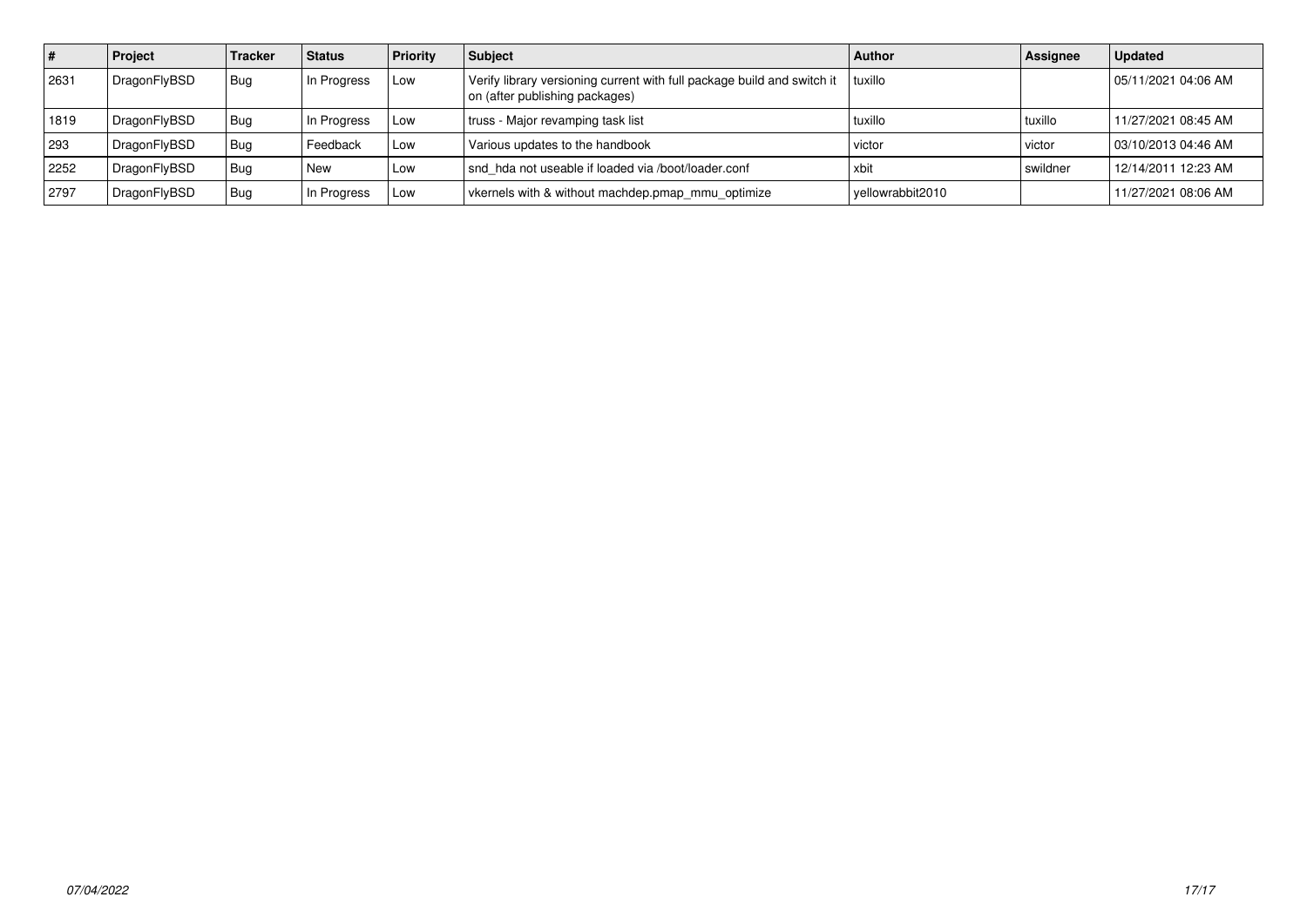| # | Project | Tracker | Status | Priority | Subject | Author | Assignee | Updated |
|---|---|---|---|---|---|---|---|---|
| 2631 | DragonFlyBSD | Bug | In Progress | Low | Verify library versioning current with full package build and switch it on (after publishing packages) | tuxillo | | 05/11/2021 04:06 AM |
| 1819 | DragonFlyBSD | Bug | In Progress | Low | truss - Major revamping task list | tuxillo | tuxillo | 11/27/2021 08:45 AM |
| 293 | DragonFlyBSD | Bug | Feedback | Low | Various updates to the handbook | victor | victor | 03/10/2013 04:46 AM |
| 2252 | DragonFlyBSD | Bug | New | Low | snd_hda not useable if loaded via /boot/loader.conf | xbit | swildner | 12/14/2011 12:23 AM |
| 2797 | DragonFlyBSD | Bug | In Progress | Low | vkernels with & without machdep.pmap_mmu_optimize | yellowrabbit2010 | | 11/27/2021 08:06 AM |